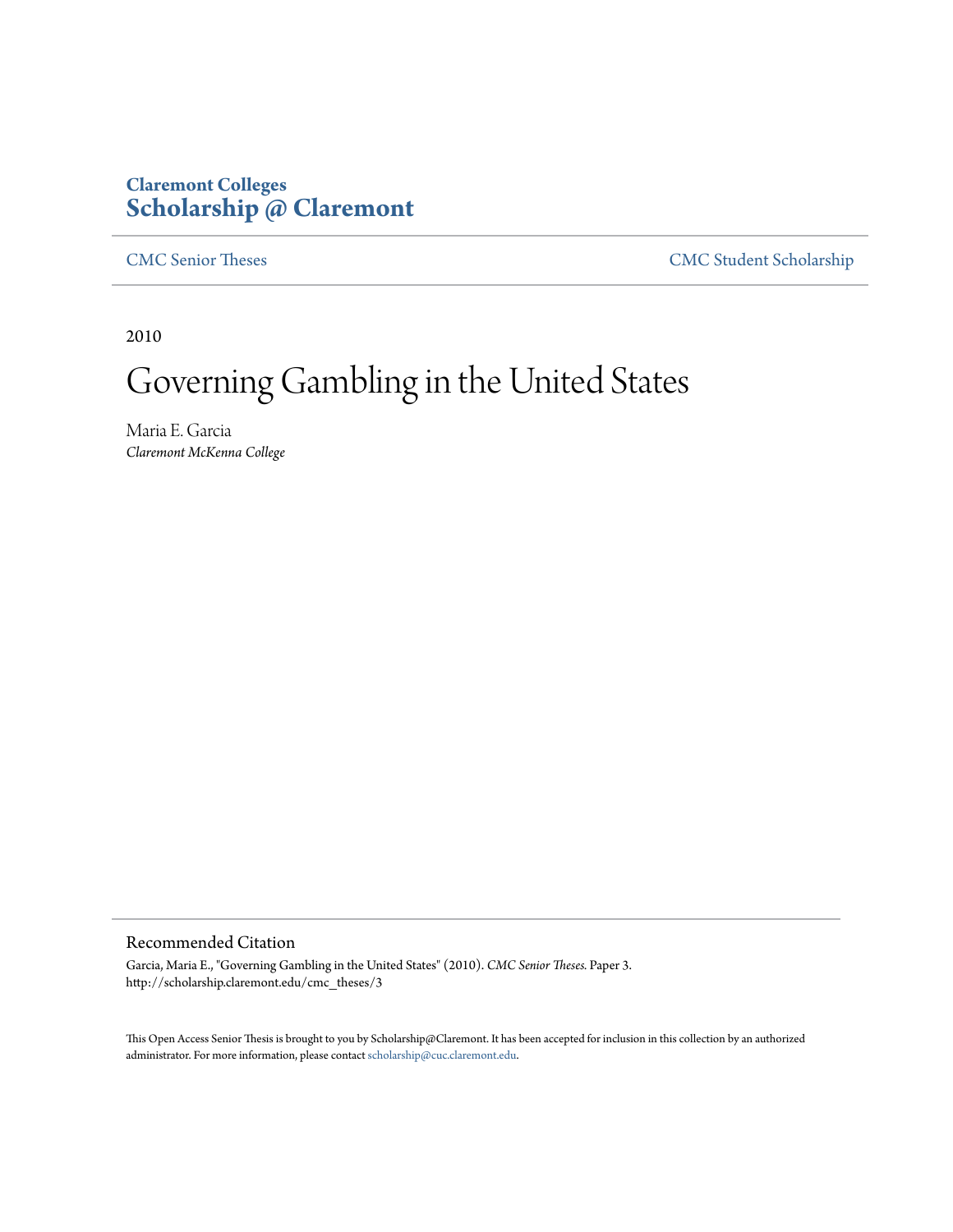Claremont Colleges
**Scholarship @ Claremont**

CMC Senior Theses | CMC Student Scholarship

2010

# Governing Gambling in the United States

Maria E. Garcia
*Claremont McKenna College*

## Recommended Citation

Garcia, Maria E., "Governing Gambling in the United States" (2010). *CMC Senior Theses.* Paper 3.
http://scholarship.claremont.edu/cmc_theses/3

This Open Access Senior Thesis is brought to you by Scholarship@Claremont. It has been accepted for inclusion in this collection by an authorized administrator. For more information, please contact scholarship@cuc.claremont.edu.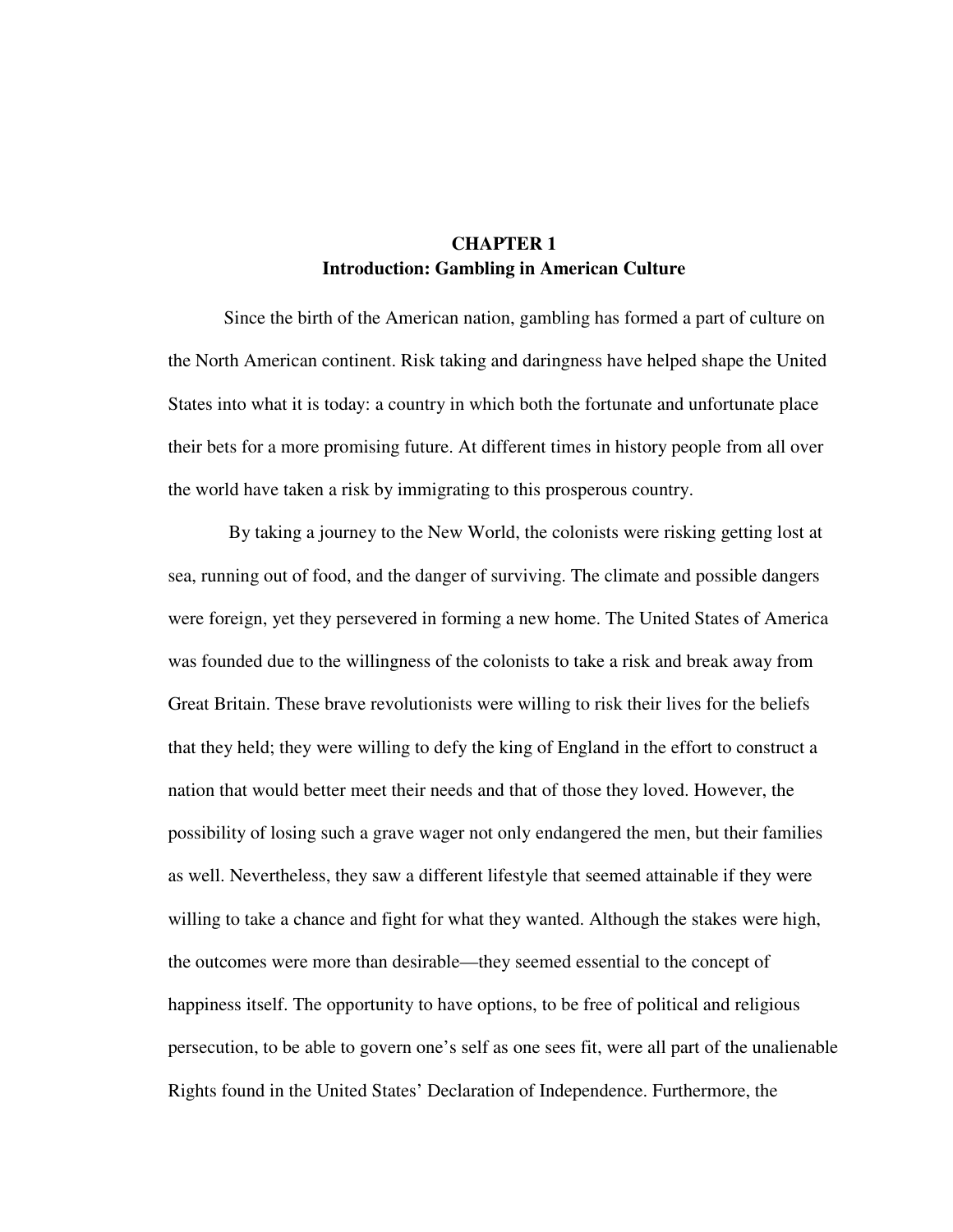# CHAPTER 1
## Introduction: Gambling in American Culture

Since the birth of the American nation, gambling has formed a part of culture on the North American continent. Risk taking and daringness have helped shape the United States into what it is today: a country in which both the fortunate and unfortunate place their bets for a more promising future. At different times in history people from all over the world have taken a risk by immigrating to this prosperous country.

By taking a journey to the New World, the colonists were risking getting lost at sea, running out of food, and the danger of surviving. The climate and possible dangers were foreign, yet they persevered in forming a new home. The United States of America was founded due to the willingness of the colonists to take a risk and break away from Great Britain. These brave revolutionists were willing to risk their lives for the beliefs that they held; they were willing to defy the king of England in the effort to construct a nation that would better meet their needs and that of those they loved. However, the possibility of losing such a grave wager not only endangered the men, but their families as well. Nevertheless, they saw a different lifestyle that seemed attainable if they were willing to take a chance and fight for what they wanted. Although the stakes were high, the outcomes were more than desirable—they seemed essential to the concept of happiness itself. The opportunity to have options, to be free of political and religious persecution, to be able to govern one's self as one sees fit, were all part of the unalienable Rights found in the United States' Declaration of Independence. Furthermore, the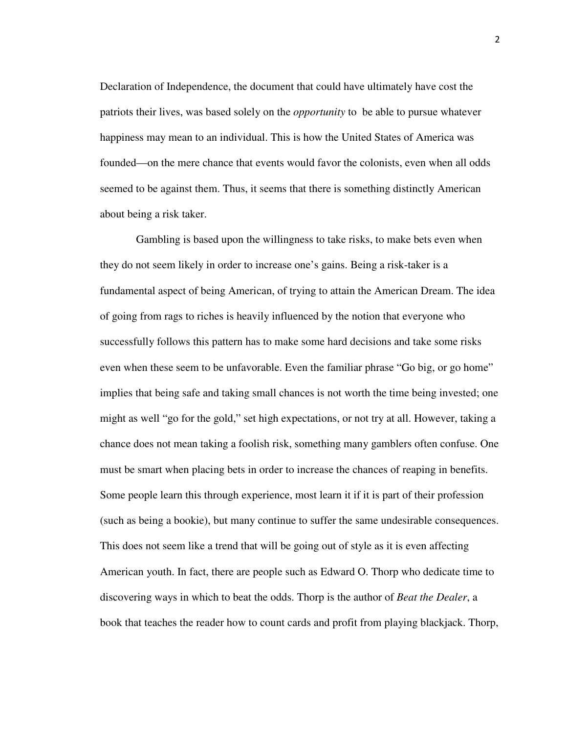Declaration of Independence, the document that could have ultimately have cost the patriots their lives, was based solely on the *opportunity* to be able to pursue whatever happiness may mean to an individual. This is how the United States of America was founded—on the mere chance that events would favor the colonists, even when all odds seemed to be against them. Thus, it seems that there is something distinctly American about being a risk taker.

Gambling is based upon the willingness to take risks, to make bets even when they do not seem likely in order to increase one's gains. Being a risk-taker is a fundamental aspect of being American, of trying to attain the American Dream. The idea of going from rags to riches is heavily influenced by the notion that everyone who successfully follows this pattern has to make some hard decisions and take some risks even when these seem to be unfavorable. Even the familiar phrase "Go big, or go home" implies that being safe and taking small chances is not worth the time being invested; one might as well "go for the gold," set high expectations, or not try at all. However, taking a chance does not mean taking a foolish risk, something many gamblers often confuse. One must be smart when placing bets in order to increase the chances of reaping in benefits. Some people learn this through experience, most learn it if it is part of their profession (such as being a bookie), but many continue to suffer the same undesirable consequences. This does not seem like a trend that will be going out of style as it is even affecting American youth. In fact, there are people such as Edward O. Thorp who dedicate time to discovering ways in which to beat the odds. Thorp is the author of *Beat the Dealer*, a book that teaches the reader how to count cards and profit from playing blackjack. Thorp,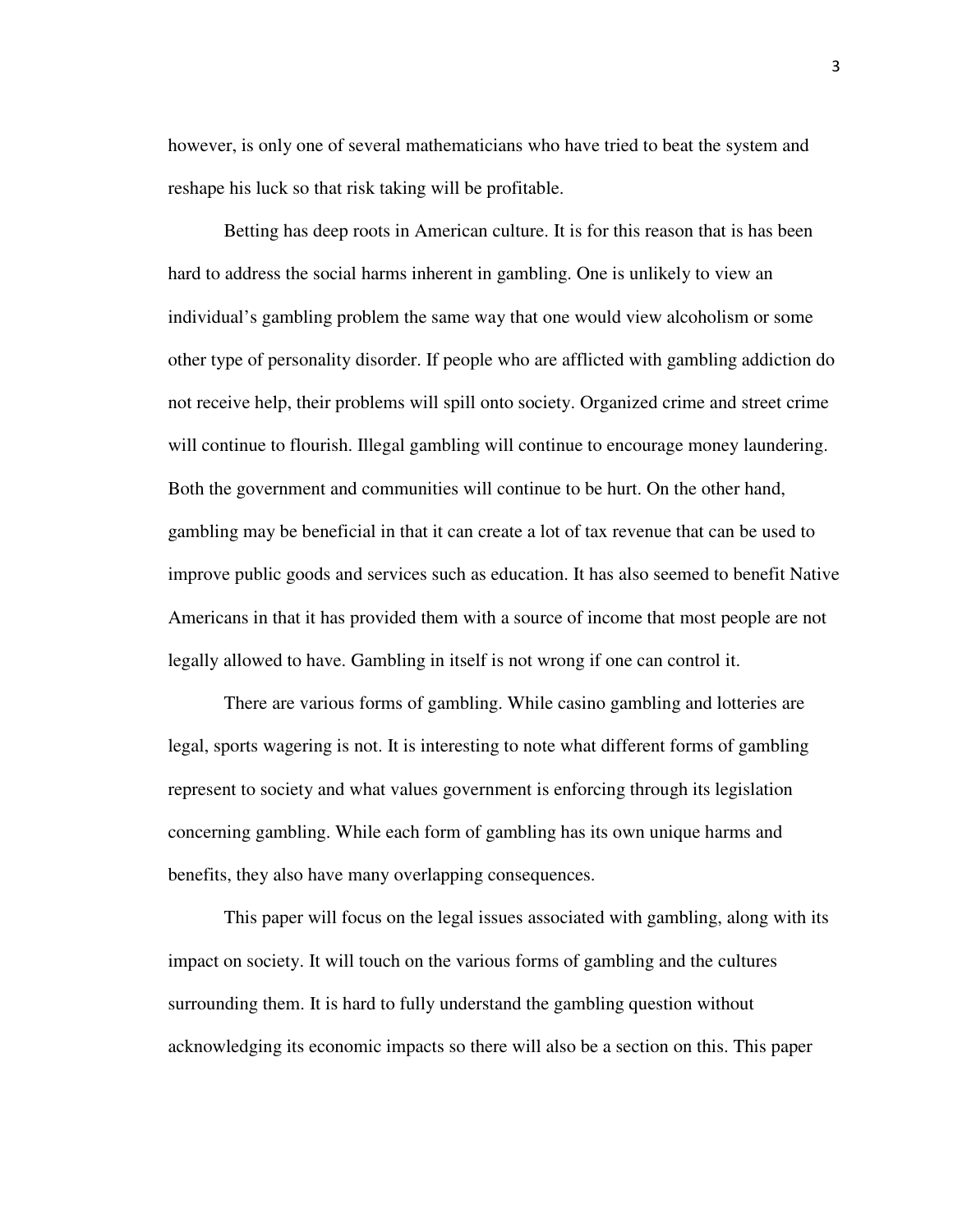however, is only one of several mathematicians who have tried to beat the system and reshape his luck so that risk taking will be profitable.

Betting has deep roots in American culture. It is for this reason that is has been hard to address the social harms inherent in gambling. One is unlikely to view an individual's gambling problem the same way that one would view alcoholism or some other type of personality disorder. If people who are afflicted with gambling addiction do not receive help, their problems will spill onto society. Organized crime and street crime will continue to flourish. Illegal gambling will continue to encourage money laundering. Both the government and communities will continue to be hurt. On the other hand, gambling may be beneficial in that it can create a lot of tax revenue that can be used to improve public goods and services such as education. It has also seemed to benefit Native Americans in that it has provided them with a source of income that most people are not legally allowed to have. Gambling in itself is not wrong if one can control it.

There are various forms of gambling. While casino gambling and lotteries are legal, sports wagering is not. It is interesting to note what different forms of gambling represent to society and what values government is enforcing through its legislation concerning gambling. While each form of gambling has its own unique harms and benefits, they also have many overlapping consequences.

This paper will focus on the legal issues associated with gambling, along with its impact on society. It will touch on the various forms of gambling and the cultures surrounding them. It is hard to fully understand the gambling question without acknowledging its economic impacts so there will also be a section on this. This paper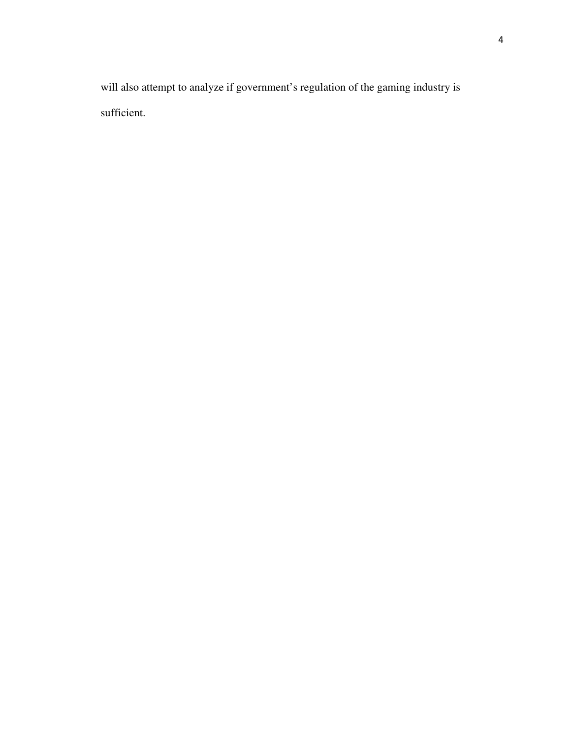will also attempt to analyze if government's regulation of the gaming industry is sufficient.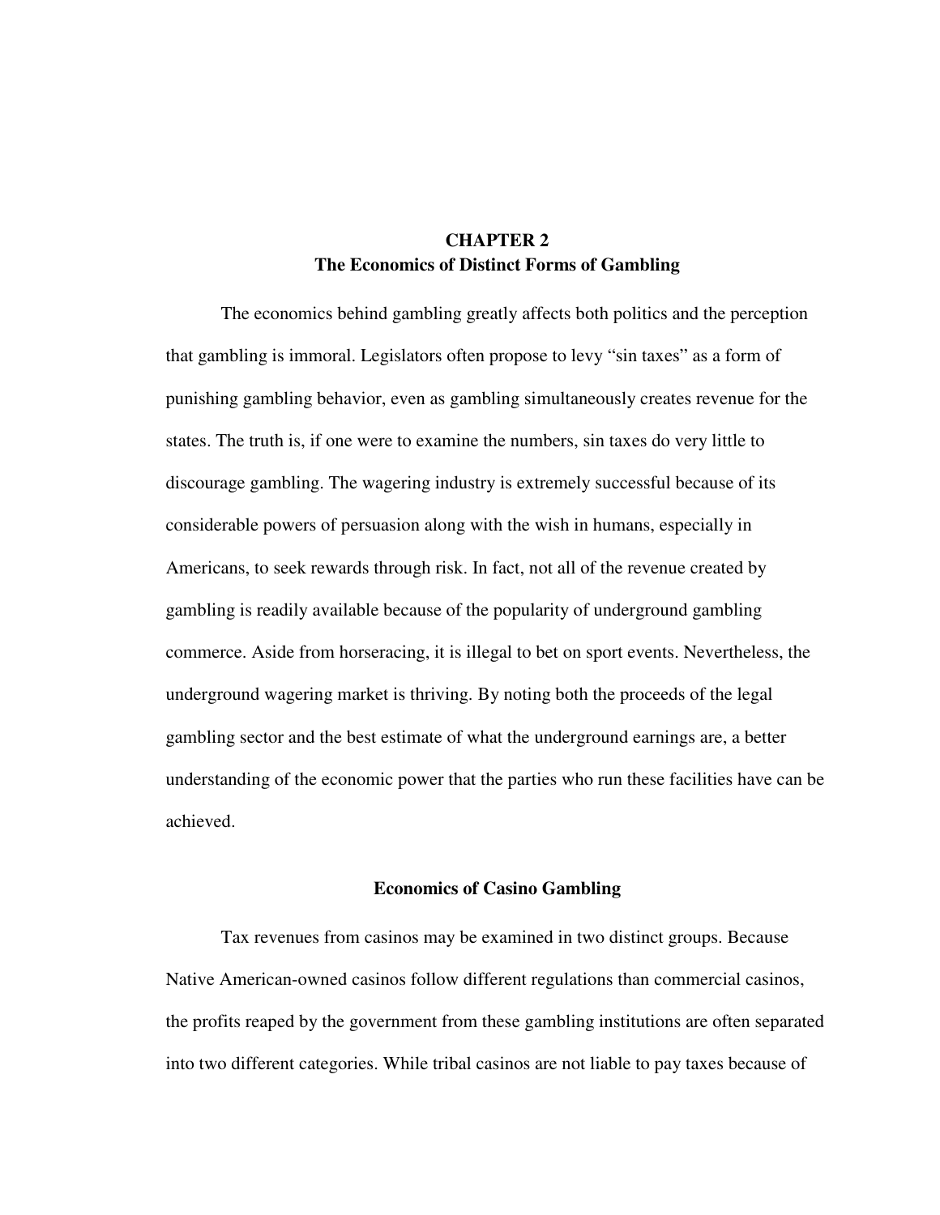# CHAPTER 2
# The Economics of Distinct Forms of Gambling

The economics behind gambling greatly affects both politics and the perception that gambling is immoral. Legislators often propose to levy "sin taxes" as a form of punishing gambling behavior, even as gambling simultaneously creates revenue for the states. The truth is, if one were to examine the numbers, sin taxes do very little to discourage gambling. The wagering industry is extremely successful because of its considerable powers of persuasion along with the wish in humans, especially in Americans, to seek rewards through risk. In fact, not all of the revenue created by gambling is readily available because of the popularity of underground gambling commerce. Aside from horseracing, it is illegal to bet on sport events. Nevertheless, the underground wagering market is thriving. By noting both the proceeds of the legal gambling sector and the best estimate of what the underground earnings are, a better understanding of the economic power that the parties who run these facilities have can be achieved.

## Economics of Casino Gambling

Tax revenues from casinos may be examined in two distinct groups. Because Native American-owned casinos follow different regulations than commercial casinos, the profits reaped by the government from these gambling institutions are often separated into two different categories. While tribal casinos are not liable to pay taxes because of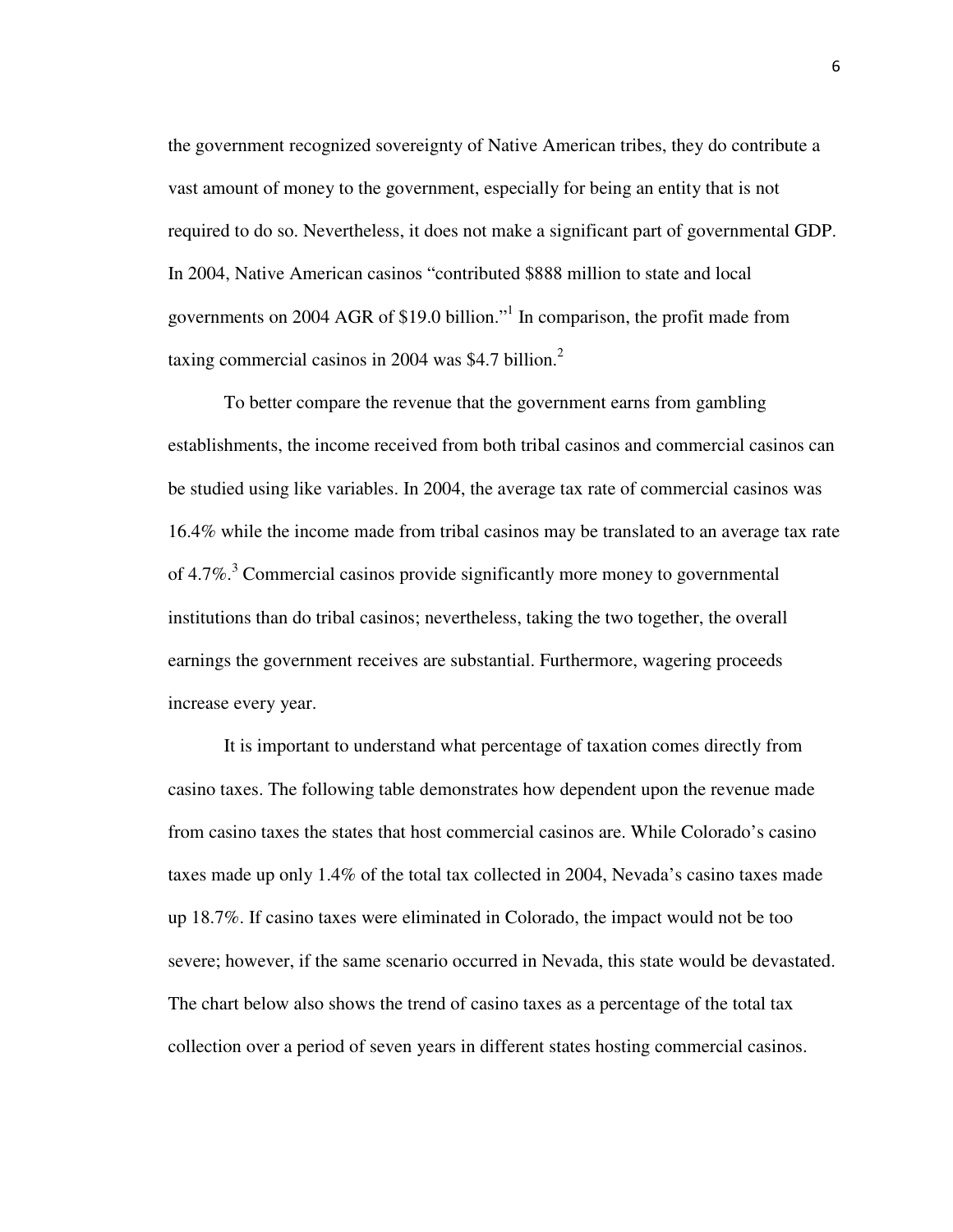the government recognized sovereignty of Native American tribes, they do contribute a vast amount of money to the government, especially for being an entity that is not required to do so. Nevertheless, it does not make a significant part of governmental GDP. In 2004, Native American casinos "contributed $888 million to state and local governments on 2004 AGR of $19.0 billion."[1] In comparison, the profit made from taxing commercial casinos in 2004 was $4.7 billion.[2]

To better compare the revenue that the government earns from gambling establishments, the income received from both tribal casinos and commercial casinos can be studied using like variables. In 2004, the average tax rate of commercial casinos was 16.4% while the income made from tribal casinos may be translated to an average tax rate of 4.7%.[3] Commercial casinos provide significantly more money to governmental institutions than do tribal casinos; nevertheless, taking the two together, the overall earnings the government receives are substantial. Furthermore, wagering proceeds increase every year.

It is important to understand what percentage of taxation comes directly from casino taxes. The following table demonstrates how dependent upon the revenue made from casino taxes the states that host commercial casinos are. While Colorado's casino taxes made up only 1.4% of the total tax collected in 2004, Nevada's casino taxes made up 18.7%. If casino taxes were eliminated in Colorado, the impact would not be too severe; however, if the same scenario occurred in Nevada, this state would be devastated. The chart below also shows the trend of casino taxes as a percentage of the total tax collection over a period of seven years in different states hosting commercial casinos.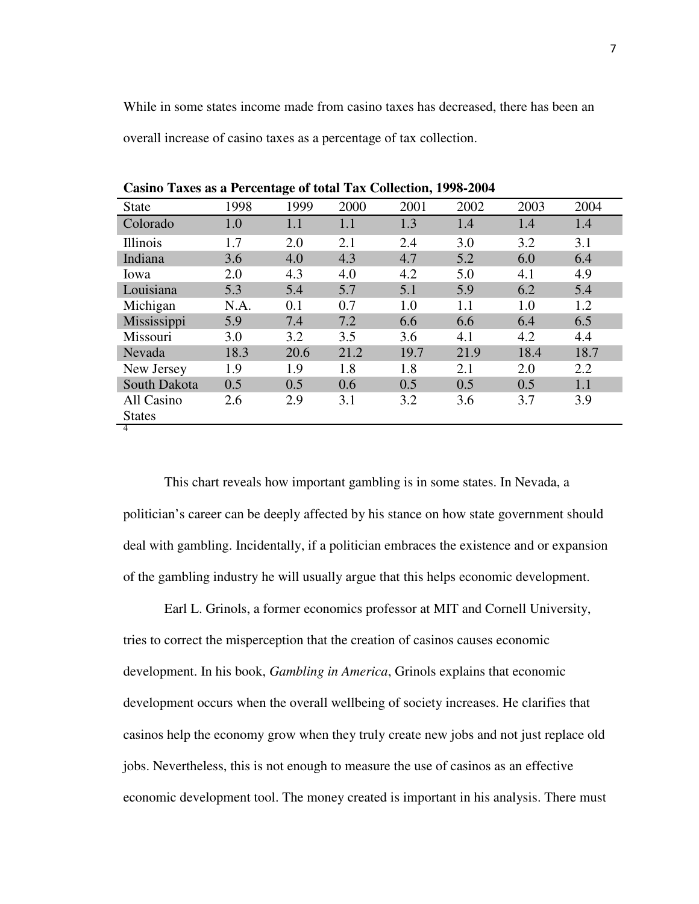While in some states income made from casino taxes has decreased, there has been an overall increase of casino taxes as a percentage of tax collection.

**Casino Taxes as a Percentage of total Tax Collection, 1998-2004**

| State | 1998 | 1999 | 2000 | 2001 | 2002 | 2003 | 2004 |
|---|---|---|---|---|---|---|---|
| Colorado | 1.0 | 1.1 | 1.1 | 1.3 | 1.4 | 1.4 | 1.4 |
| Illinois | 1.7 | 2.0 | 2.1 | 2.4 | 3.0 | 3.2 | 3.1 |
| Indiana | 3.6 | 4.0 | 4.3 | 4.7 | 5.2 | 6.0 | 6.4 |
| Iowa | 2.0 | 4.3 | 4.0 | 4.2 | 5.0 | 4.1 | 4.9 |
| Louisiana | 5.3 | 5.4 | 5.7 | 5.1 | 5.9 | 6.2 | 5.4 |
| Michigan | N.A. | 0.1 | 0.7 | 1.0 | 1.1 | 1.0 | 1.2 |
| Mississippi | 5.9 | 7.4 | 7.2 | 6.6 | 6.6 | 6.4 | 6.5 |
| Missouri | 3.0 | 3.2 | 3.5 | 3.6 | 4.1 | 4.2 | 4.4 |
| Nevada | 18.3 | 20.6 | 21.2 | 19.7 | 21.9 | 18.4 | 18.7 |
| New Jersey | 1.9 | 1.9 | 1.8 | 1.8 | 2.1 | 2.0 | 2.2 |
| South Dakota | 0.5 | 0.5 | 0.6 | 0.5 | 0.5 | 0.5 | 1.1 |
| All Casino States | 2.6 | 2.9 | 3.1 | 3.2 | 3.6 | 3.7 | 3.9 |

[4]

This chart reveals how important gambling is in some states. In Nevada, a politician's career can be deeply affected by his stance on how state government should deal with gambling. Incidentally, if a politician embraces the existence and or expansion of the gambling industry he will usually argue that this helps economic development.

Earl L. Grinols, a former economics professor at MIT and Cornell University, tries to correct the misperception that the creation of casinos causes economic development. In his book, *Gambling in America*, Grinols explains that economic development occurs when the overall wellbeing of society increases. He clarifies that casinos help the economy grow when they truly create new jobs and not just replace old jobs. Nevertheless, this is not enough to measure the use of casinos as an effective economic development tool. The money created is important in his analysis. There must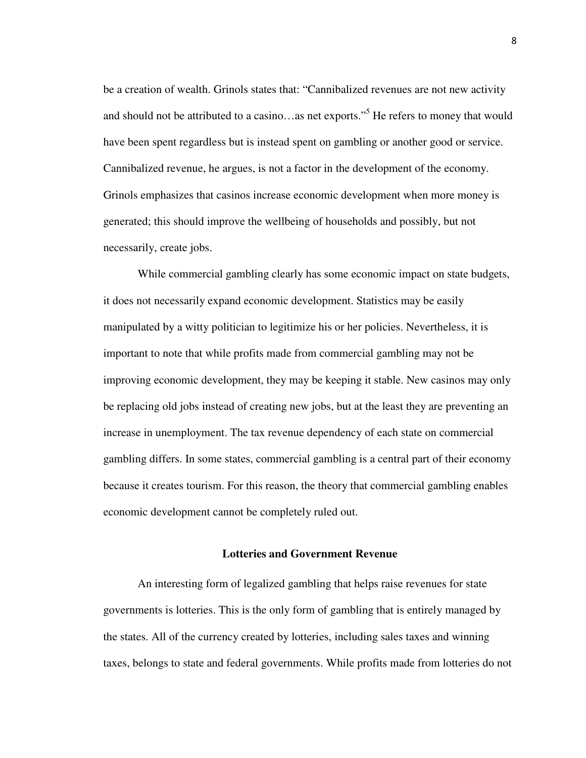be a creation of wealth. Grinols states that: "Cannibalized revenues are not new activity and should not be attributed to a casino…as net exports."[5] He refers to money that would have been spent regardless but is instead spent on gambling or another good or service. Cannibalized revenue, he argues, is not a factor in the development of the economy. Grinols emphasizes that casinos increase economic development when more money is generated; this should improve the wellbeing of households and possibly, but not necessarily, create jobs.

While commercial gambling clearly has some economic impact on state budgets, it does not necessarily expand economic development. Statistics may be easily manipulated by a witty politician to legitimize his or her policies. Nevertheless, it is important to note that while profits made from commercial gambling may not be improving economic development, they may be keeping it stable. New casinos may only be replacing old jobs instead of creating new jobs, but at the least they are preventing an increase in unemployment. The tax revenue dependency of each state on commercial gambling differs. In some states, commercial gambling is a central part of their economy because it creates tourism. For this reason, the theory that commercial gambling enables economic development cannot be completely ruled out.

## Lotteries and Government Revenue

An interesting form of legalized gambling that helps raise revenues for state governments is lotteries. This is the only form of gambling that is entirely managed by the states. All of the currency created by lotteries, including sales taxes and winning taxes, belongs to state and federal governments. While profits made from lotteries do not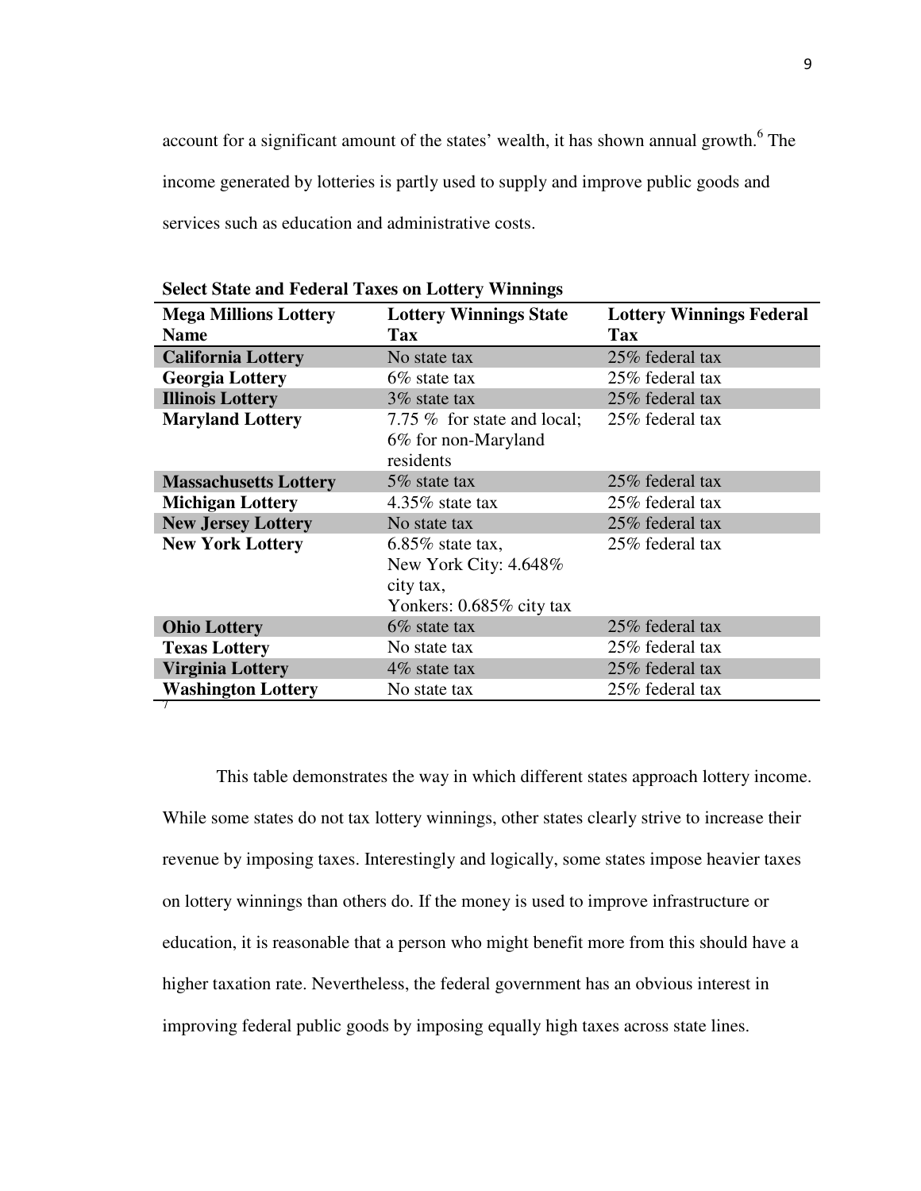account for a significant amount of the states' wealth, it has shown annual growth.[6] The income generated by lotteries is partly used to supply and improve public goods and services such as education and administrative costs.

**Select State and Federal Taxes on Lottery Winnings**

| Mega Millions Lottery Name | Lottery Winnings State Tax | Lottery Winnings Federal Tax |
|---|---|---|
| **California Lottery** | No state tax | 25% federal tax |
| **Georgia Lottery** | 6% state tax | 25% federal tax |
| **Illinois Lottery** | 3% state tax | 25% federal tax |
| **Maryland Lottery** | 7.75 % for state and local; 6% for non-Maryland residents | 25% federal tax |
| **Massachusetts Lottery** | 5% state tax | 25% federal tax |
| **Michigan Lottery** | 4.35% state tax | 25% federal tax |
| **New Jersey Lottery** | No state tax | 25% federal tax |
| **New York Lottery** | 6.85% state tax, New York City: 4.648% city tax, Yonkers: 0.685% city tax | 25% federal tax |
| **Ohio Lottery** | 6% state tax | 25% federal tax |
| **Texas Lottery** | No state tax | 25% federal tax |
| **Virginia Lottery** | 4% state tax | 25% federal tax |
| **Washington Lottery** | No state tax | 25% federal tax |

[7]

This table demonstrates the way in which different states approach lottery income. While some states do not tax lottery winnings, other states clearly strive to increase their revenue by imposing taxes. Interestingly and logically, some states impose heavier taxes on lottery winnings than others do. If the money is used to improve infrastructure or education, it is reasonable that a person who might benefit more from this should have a higher taxation rate. Nevertheless, the federal government has an obvious interest in improving federal public goods by imposing equally high taxes across state lines.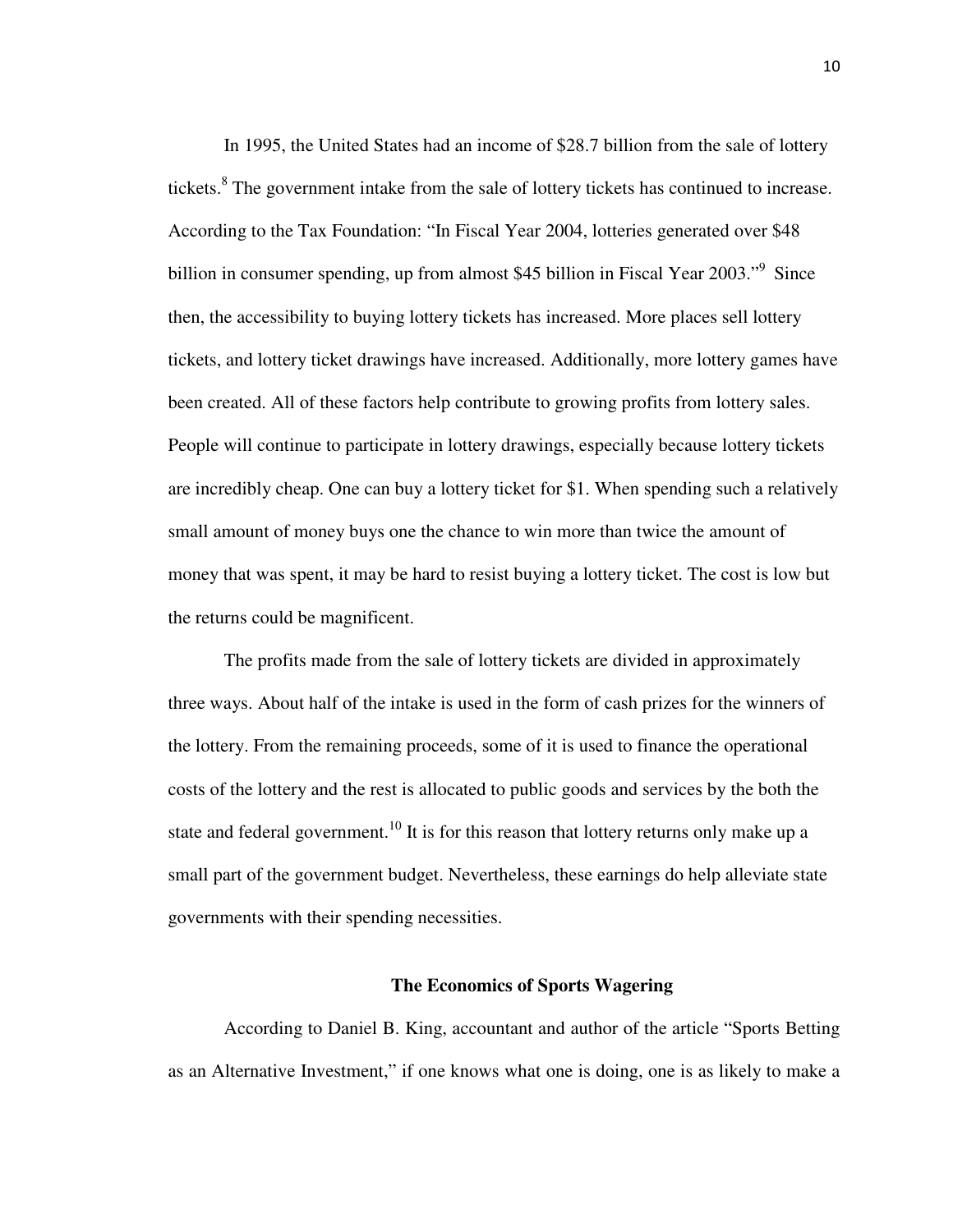In 1995, the United States had an income of $28.7 billion from the sale of lottery tickets.[8] The government intake from the sale of lottery tickets has continued to increase. According to the Tax Foundation: "In Fiscal Year 2004, lotteries generated over $48 billion in consumer spending, up from almost $45 billion in Fiscal Year 2003."[9] Since then, the accessibility to buying lottery tickets has increased. More places sell lottery tickets, and lottery ticket drawings have increased. Additionally, more lottery games have been created. All of these factors help contribute to growing profits from lottery sales. People will continue to participate in lottery drawings, especially because lottery tickets are incredibly cheap. One can buy a lottery ticket for $1. When spending such a relatively small amount of money buys one the chance to win more than twice the amount of money that was spent, it may be hard to resist buying a lottery ticket. The cost is low but the returns could be magnificent.

The profits made from the sale of lottery tickets are divided in approximately three ways. About half of the intake is used in the form of cash prizes for the winners of the lottery. From the remaining proceeds, some of it is used to finance the operational costs of the lottery and the rest is allocated to public goods and services by the both the state and federal government.[10] It is for this reason that lottery returns only make up a small part of the government budget. Nevertheless, these earnings do help alleviate state governments with their spending necessities.

## The Economics of Sports Wagering

According to Daniel B. King, accountant and author of the article "Sports Betting as an Alternative Investment," if one knows what one is doing, one is as likely to make a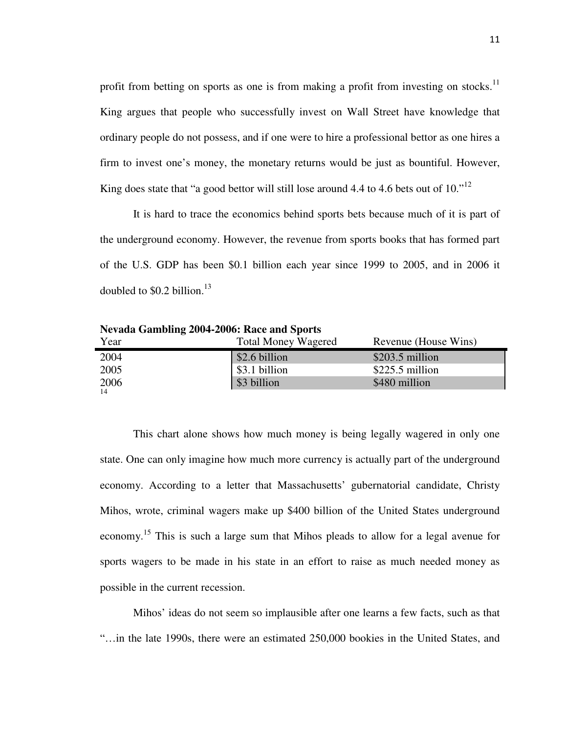profit from betting on sports as one is from making a profit from investing on stocks.[11] King argues that people who successfully invest on Wall Street have knowledge that ordinary people do not possess, and if one were to hire a professional bettor as one hires a firm to invest one's money, the monetary returns would be just as bountiful. However, King does state that "a good bettor will still lose around 4.4 to 4.6 bets out of 10."[12]

It is hard to trace the economics behind sports bets because much of it is part of the underground economy. However, the revenue from sports books that has formed part of the U.S. GDP has been $0.1 billion each year since 1999 to 2005, and in 2006 it doubled to $0.2 billion.[13]

**Nevada Gambling 2004-2006: Race and Sports**

| Year | Total Money Wagered | Revenue (House Wins) |
|---|---|---|
| 2004 | $2.6 billion | $203.5 million |
| 2005 | $3.1 billion | $225.5 million |
| 2006 | $3 billion | $480 million |

[14]

This chart alone shows how much money is being legally wagered in only one state. One can only imagine how much more currency is actually part of the underground economy. According to a letter that Massachusetts' gubernatorial candidate, Christy Mihos, wrote, criminal wagers make up $400 billion of the United States underground economy.[15] This is such a large sum that Mihos pleads to allow for a legal avenue for sports wagers to be made in his state in an effort to raise as much needed money as possible in the current recession.

Mihos' ideas do not seem so implausible after one learns a few facts, such as that "…in the late 1990s, there were an estimated 250,000 bookies in the United States, and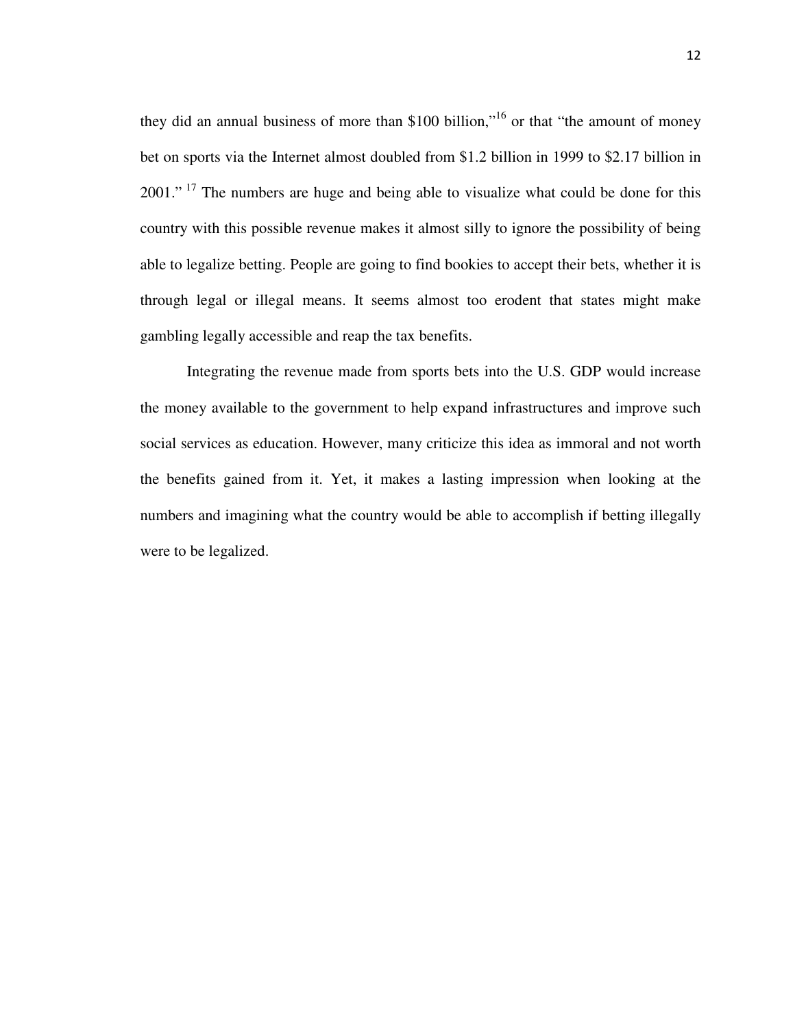they did an annual business of more than $100 billion,"[16] or that "the amount of money bet on sports via the Internet almost doubled from $1.2 billion in 1999 to $2.17 billion in 2001." [17] The numbers are huge and being able to visualize what could be done for this country with this possible revenue makes it almost silly to ignore the possibility of being able to legalize betting. People are going to find bookies to accept their bets, whether it is through legal or illegal means. It seems almost too erodent that states might make gambling legally accessible and reap the tax benefits.

Integrating the revenue made from sports bets into the U.S. GDP would increase the money available to the government to help expand infrastructures and improve such social services as education. However, many criticize this idea as immoral and not worth the benefits gained from it. Yet, it makes a lasting impression when looking at the numbers and imagining what the country would be able to accomplish if betting illegally were to be legalized.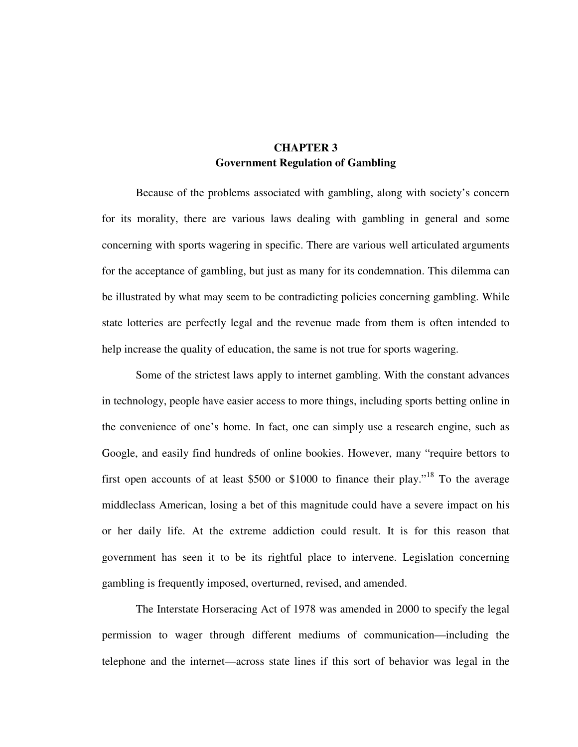# CHAPTER 3
## Government Regulation of Gambling

Because of the problems associated with gambling, along with society's concern for its morality, there are various laws dealing with gambling in general and some concerning with sports wagering in specific. There are various well articulated arguments for the acceptance of gambling, but just as many for its condemnation. This dilemma can be illustrated by what may seem to be contradicting policies concerning gambling. While state lotteries are perfectly legal and the revenue made from them is often intended to help increase the quality of education, the same is not true for sports wagering.

Some of the strictest laws apply to internet gambling. With the constant advances in technology, people have easier access to more things, including sports betting online in the convenience of one's home. In fact, one can simply use a research engine, such as Google, and easily find hundreds of online bookies. However, many "require bettors to first open accounts of at least $500 or $1000 to finance their play."[18] To the average middleclass American, losing a bet of this magnitude could have a severe impact on his or her daily life. At the extreme addiction could result. It is for this reason that government has seen it to be its rightful place to intervene. Legislation concerning gambling is frequently imposed, overturned, revised, and amended.

The Interstate Horseracing Act of 1978 was amended in 2000 to specify the legal permission to wager through different mediums of communication—including the telephone and the internet—across state lines if this sort of behavior was legal in the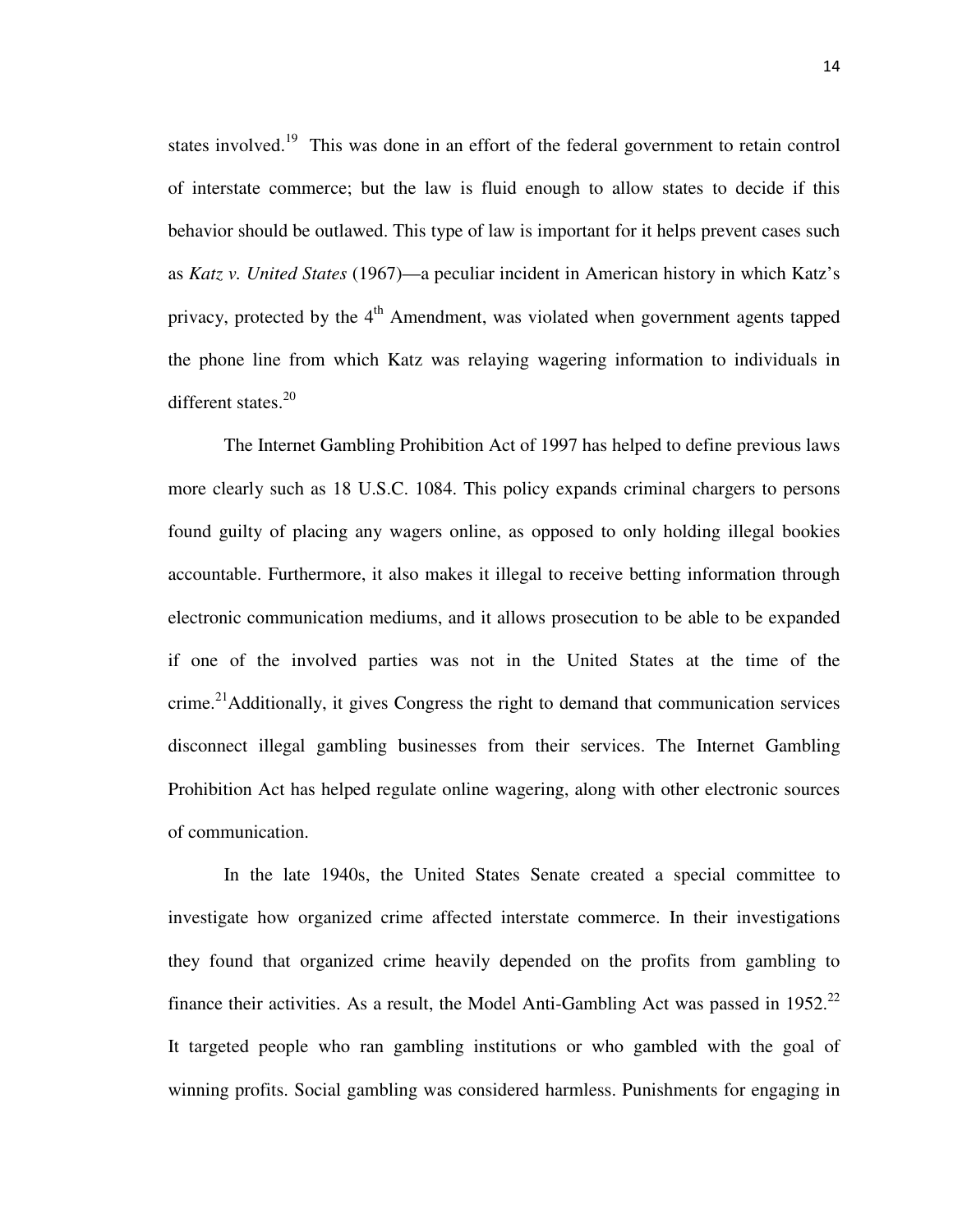states involved.[19] This was done in an effort of the federal government to retain control of interstate commerce; but the law is fluid enough to allow states to decide if this behavior should be outlawed. This type of law is important for it helps prevent cases such as *Katz v. United States* (1967)—a peculiar incident in American history in which Katz's privacy, protected by the 4th Amendment, was violated when government agents tapped the phone line from which Katz was relaying wagering information to individuals in different states.[20]

The Internet Gambling Prohibition Act of 1997 has helped to define previous laws more clearly such as 18 U.S.C. 1084. This policy expands criminal chargers to persons found guilty of placing any wagers online, as opposed to only holding illegal bookies accountable. Furthermore, it also makes it illegal to receive betting information through electronic communication mediums, and it allows prosecution to be able to be expanded if one of the involved parties was not in the United States at the time of the crime.[21]Additionally, it gives Congress the right to demand that communication services disconnect illegal gambling businesses from their services. The Internet Gambling Prohibition Act has helped regulate online wagering, along with other electronic sources of communication.

In the late 1940s, the United States Senate created a special committee to investigate how organized crime affected interstate commerce. In their investigations they found that organized crime heavily depended on the profits from gambling to finance their activities. As a result, the Model Anti-Gambling Act was passed in 1952.[22] It targeted people who ran gambling institutions or who gambled with the goal of winning profits. Social gambling was considered harmless. Punishments for engaging in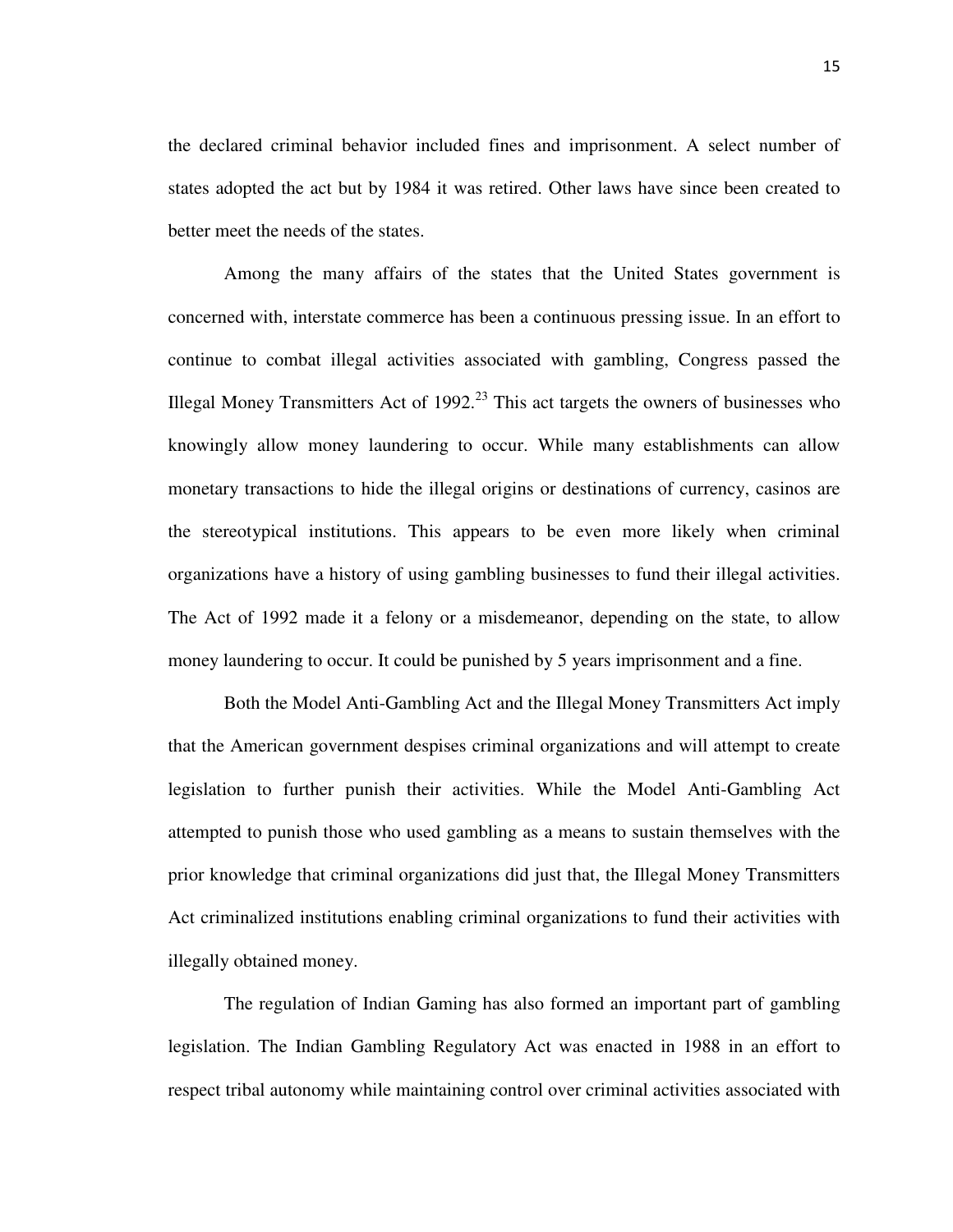the declared criminal behavior included fines and imprisonment. A select number of states adopted the act but by 1984 it was retired. Other laws have since been created to better meet the needs of the states.

Among the many affairs of the states that the United States government is concerned with, interstate commerce has been a continuous pressing issue. In an effort to continue to combat illegal activities associated with gambling, Congress passed the Illegal Money Transmitters Act of 1992.[23] This act targets the owners of businesses who knowingly allow money laundering to occur. While many establishments can allow monetary transactions to hide the illegal origins or destinations of currency, casinos are the stereotypical institutions. This appears to be even more likely when criminal organizations have a history of using gambling businesses to fund their illegal activities. The Act of 1992 made it a felony or a misdemeanor, depending on the state, to allow money laundering to occur. It could be punished by 5 years imprisonment and a fine.

Both the Model Anti-Gambling Act and the Illegal Money Transmitters Act imply that the American government despises criminal organizations and will attempt to create legislation to further punish their activities. While the Model Anti-Gambling Act attempted to punish those who used gambling as a means to sustain themselves with the prior knowledge that criminal organizations did just that, the Illegal Money Transmitters Act criminalized institutions enabling criminal organizations to fund their activities with illegally obtained money.

The regulation of Indian Gaming has also formed an important part of gambling legislation. The Indian Gambling Regulatory Act was enacted in 1988 in an effort to respect tribal autonomy while maintaining control over criminal activities associated with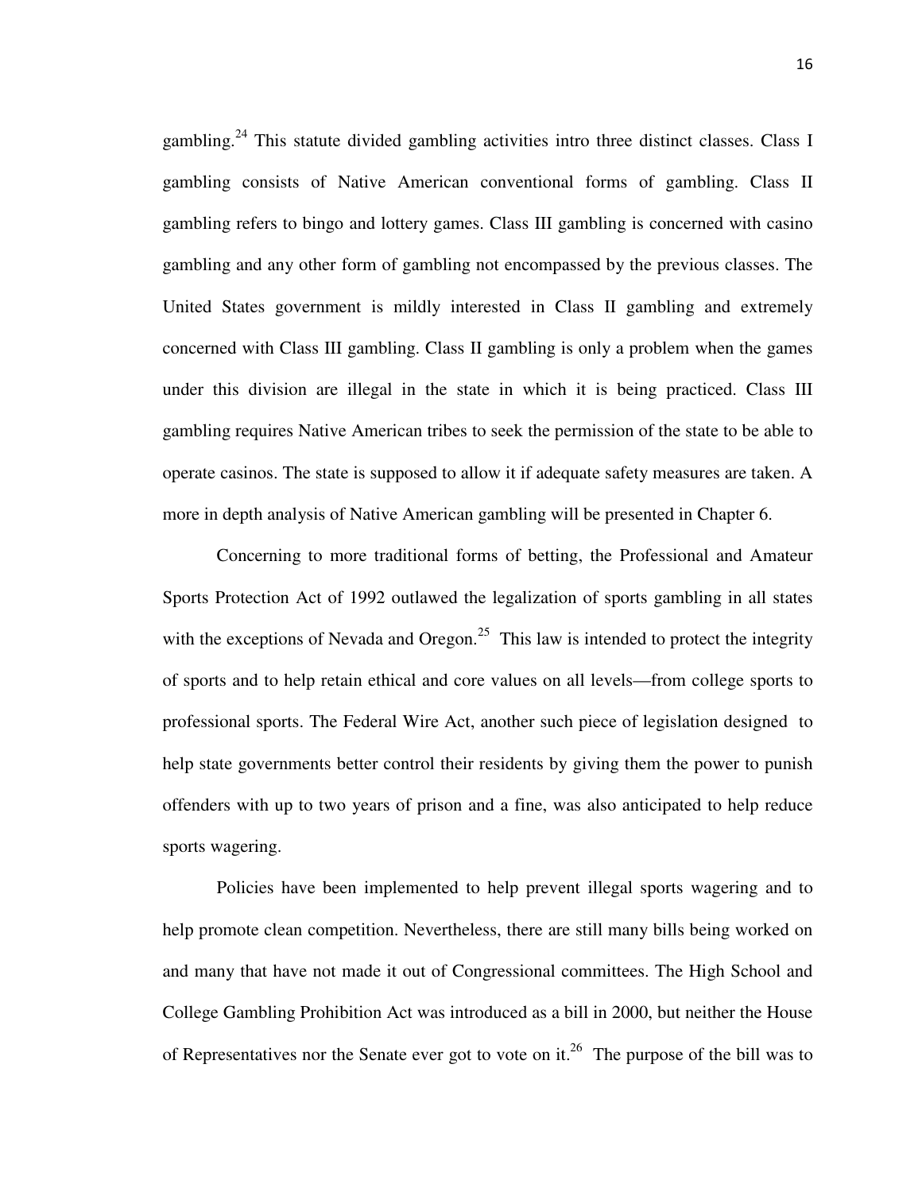gambling.[24] This statute divided gambling activities intro three distinct classes. Class I gambling consists of Native American conventional forms of gambling. Class II gambling refers to bingo and lottery games. Class III gambling is concerned with casino gambling and any other form of gambling not encompassed by the previous classes. The United States government is mildly interested in Class II gambling and extremely concerned with Class III gambling. Class II gambling is only a problem when the games under this division are illegal in the state in which it is being practiced. Class III gambling requires Native American tribes to seek the permission of the state to be able to operate casinos. The state is supposed to allow it if adequate safety measures are taken. A more in depth analysis of Native American gambling will be presented in Chapter 6.

Concerning to more traditional forms of betting, the Professional and Amateur Sports Protection Act of 1992 outlawed the legalization of sports gambling in all states with the exceptions of Nevada and Oregon.[25] This law is intended to protect the integrity of sports and to help retain ethical and core values on all levels—from college sports to professional sports. The Federal Wire Act, another such piece of legislation designed to help state governments better control their residents by giving them the power to punish offenders with up to two years of prison and a fine, was also anticipated to help reduce sports wagering.

Policies have been implemented to help prevent illegal sports wagering and to help promote clean competition. Nevertheless, there are still many bills being worked on and many that have not made it out of Congressional committees. The High School and College Gambling Prohibition Act was introduced as a bill in 2000, but neither the House of Representatives nor the Senate ever got to vote on it.[26] The purpose of the bill was to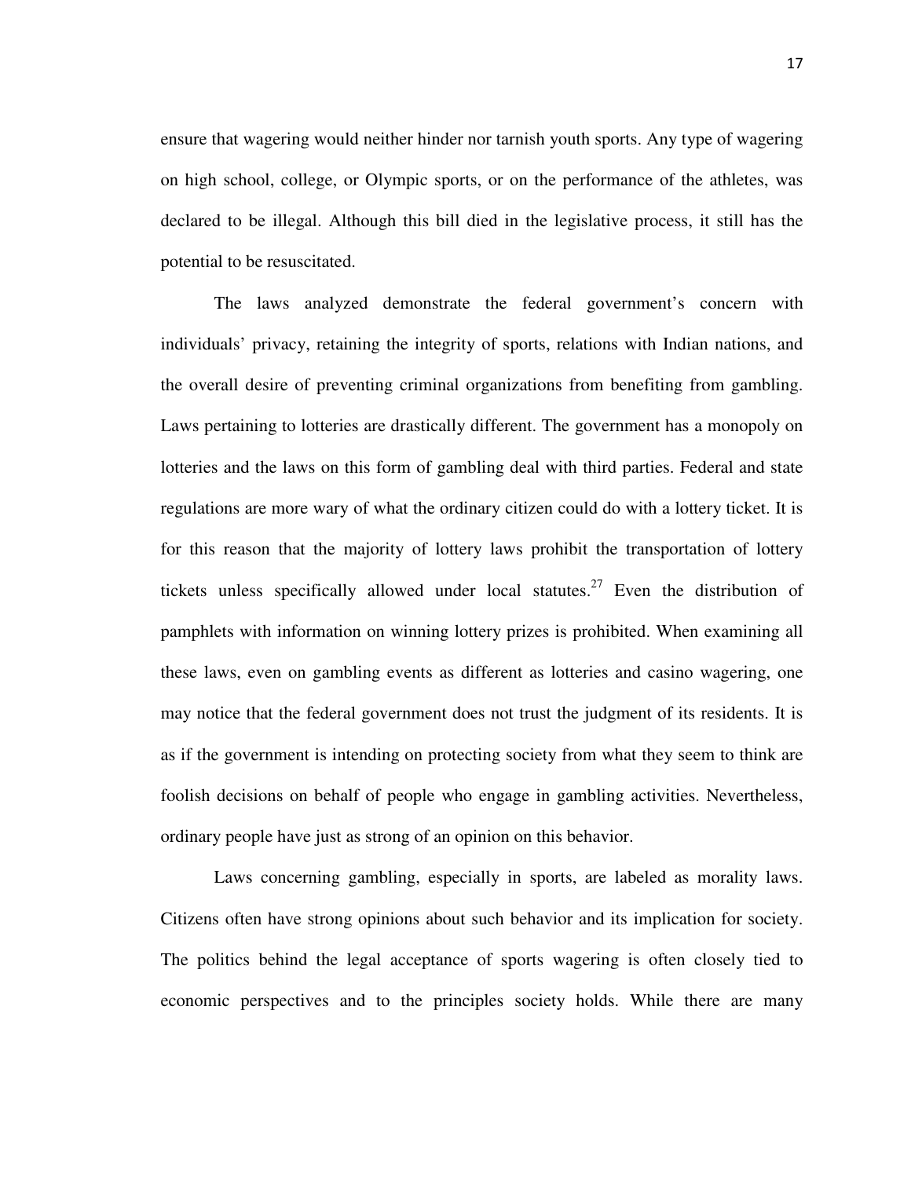ensure that wagering would neither hinder nor tarnish youth sports. Any type of wagering on high school, college, or Olympic sports, or on the performance of the athletes, was declared to be illegal. Although this bill died in the legislative process, it still has the potential to be resuscitated.

The laws analyzed demonstrate the federal government's concern with individuals' privacy, retaining the integrity of sports, relations with Indian nations, and the overall desire of preventing criminal organizations from benefiting from gambling. Laws pertaining to lotteries are drastically different. The government has a monopoly on lotteries and the laws on this form of gambling deal with third parties. Federal and state regulations are more wary of what the ordinary citizen could do with a lottery ticket. It is for this reason that the majority of lottery laws prohibit the transportation of lottery tickets unless specifically allowed under local statutes.[27] Even the distribution of pamphlets with information on winning lottery prizes is prohibited. When examining all these laws, even on gambling events as different as lotteries and casino wagering, one may notice that the federal government does not trust the judgment of its residents. It is as if the government is intending on protecting society from what they seem to think are foolish decisions on behalf of people who engage in gambling activities. Nevertheless, ordinary people have just as strong of an opinion on this behavior.

Laws concerning gambling, especially in sports, are labeled as morality laws. Citizens often have strong opinions about such behavior and its implication for society. The politics behind the legal acceptance of sports wagering is often closely tied to economic perspectives and to the principles society holds. While there are many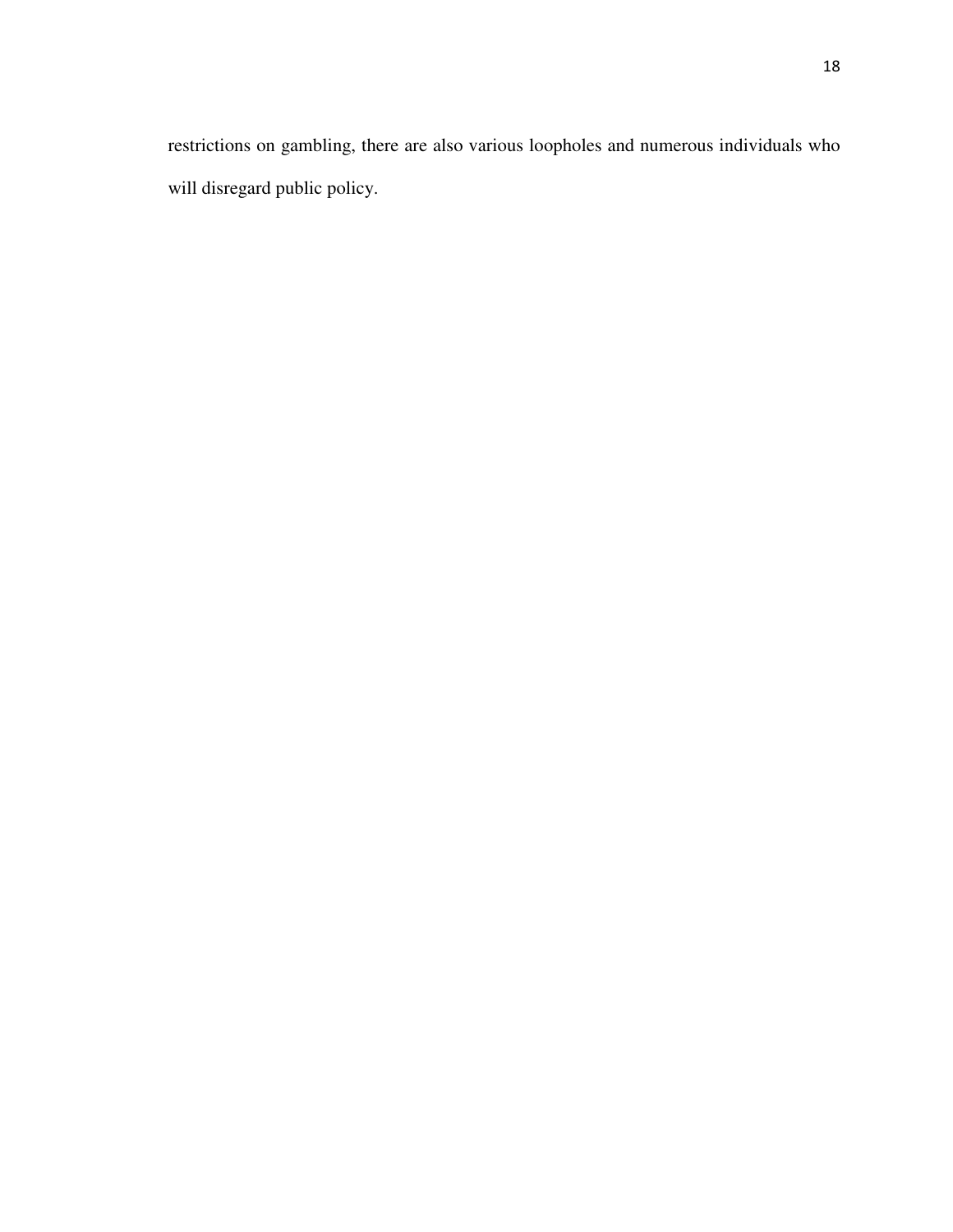restrictions on gambling, there are also various loopholes and numerous individuals who will disregard public policy.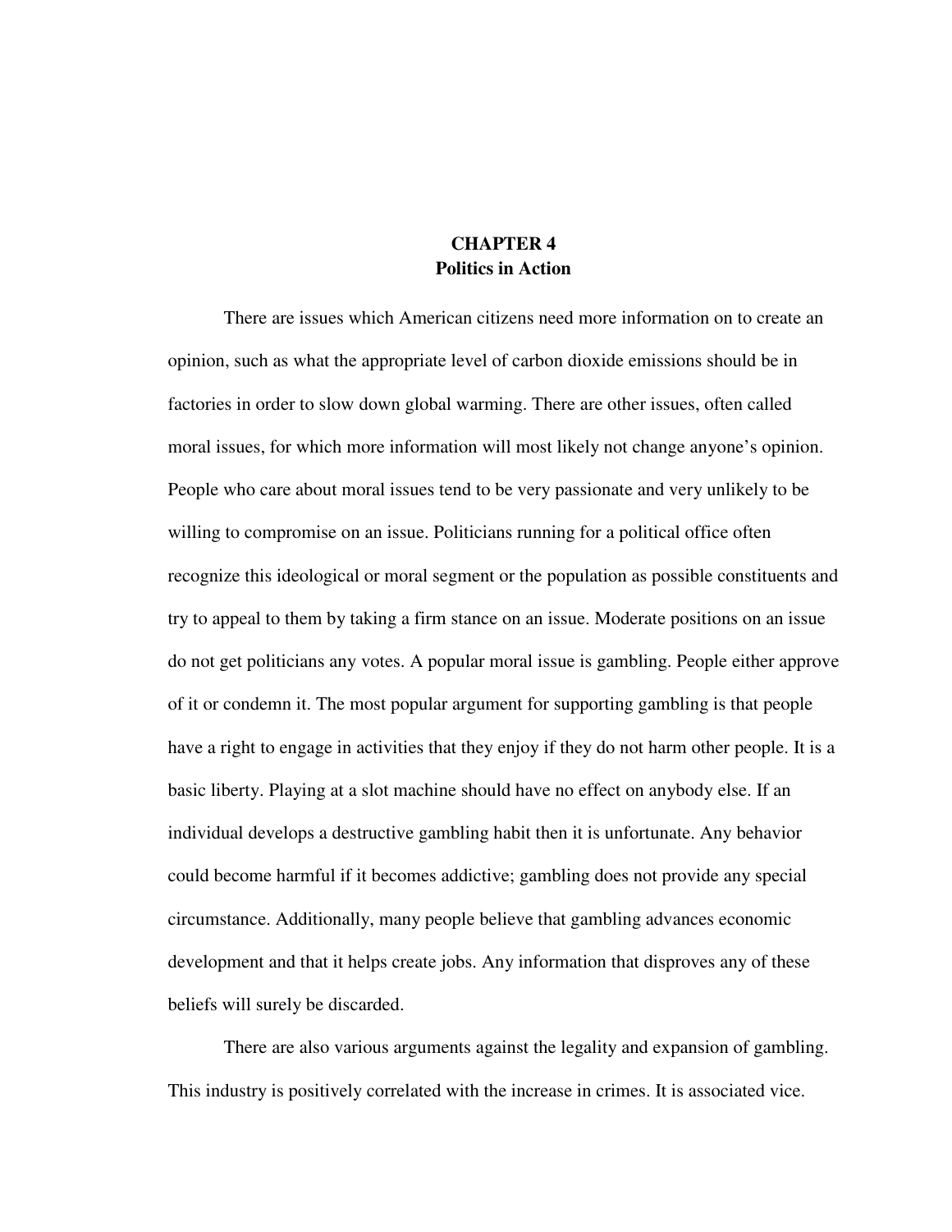# CHAPTER 4
## Politics in Action

There are issues which American citizens need more information on to create an opinion, such as what the appropriate level of carbon dioxide emissions should be in factories in order to slow down global warming. There are other issues, often called moral issues, for which more information will most likely not change anyone's opinion. People who care about moral issues tend to be very passionate and very unlikely to be willing to compromise on an issue. Politicians running for a political office often recognize this ideological or moral segment or the population as possible constituents and try to appeal to them by taking a firm stance on an issue. Moderate positions on an issue do not get politicians any votes. A popular moral issue is gambling. People either approve of it or condemn it. The most popular argument for supporting gambling is that people have a right to engage in activities that they enjoy if they do not harm other people. It is a basic liberty. Playing at a slot machine should have no effect on anybody else. If an individual develops a destructive gambling habit then it is unfortunate. Any behavior could become harmful if it becomes addictive; gambling does not provide any special circumstance. Additionally, many people believe that gambling advances economic development and that it helps create jobs. Any information that disproves any of these beliefs will surely be discarded.

There are also various arguments against the legality and expansion of gambling. This industry is positively correlated with the increase in crimes. It is associated vice.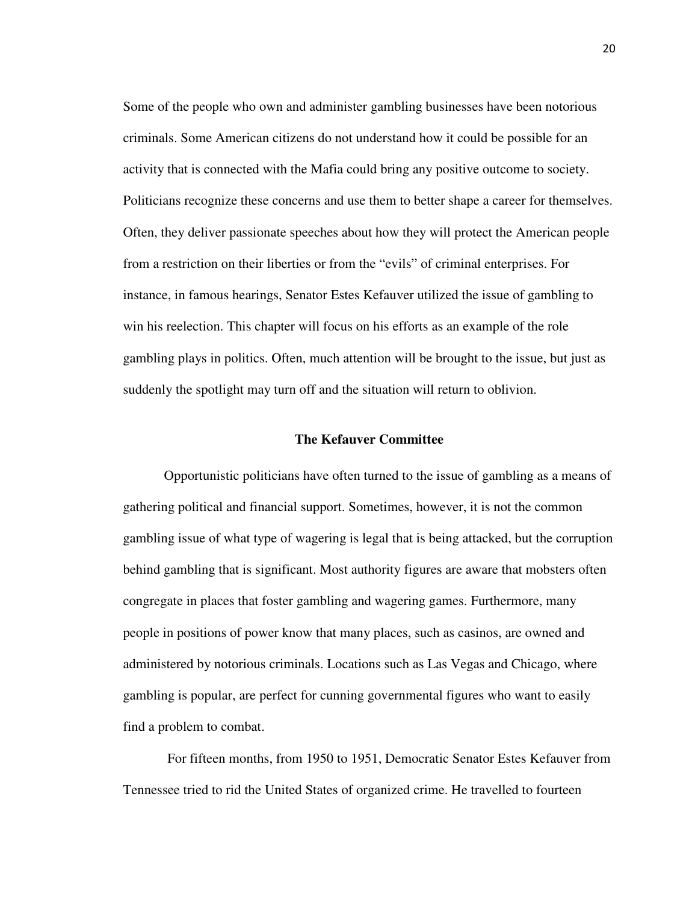Some of the people who own and administer gambling businesses have been notorious criminals. Some American citizens do not understand how it could be possible for an activity that is connected with the Mafia could bring any positive outcome to society. Politicians recognize these concerns and use them to better shape a career for themselves. Often, they deliver passionate speeches about how they will protect the American people from a restriction on their liberties or from the "evils" of criminal enterprises. For instance, in famous hearings, Senator Estes Kefauver utilized the issue of gambling to win his reelection. This chapter will focus on his efforts as an example of the role gambling plays in politics. Often, much attention will be brought to the issue, but just as suddenly the spotlight may turn off and the situation will return to oblivion.

## The Kefauver Committee

Opportunistic politicians have often turned to the issue of gambling as a means of gathering political and financial support. Sometimes, however, it is not the common gambling issue of what type of wagering is legal that is being attacked, but the corruption behind gambling that is significant. Most authority figures are aware that mobsters often congregate in places that foster gambling and wagering games. Furthermore, many people in positions of power know that many places, such as casinos, are owned and administered by notorious criminals. Locations such as Las Vegas and Chicago, where gambling is popular, are perfect for cunning governmental figures who want to easily find a problem to combat.

For fifteen months, from 1950 to 1951, Democratic Senator Estes Kefauver from Tennessee tried to rid the United States of organized crime. He travelled to fourteen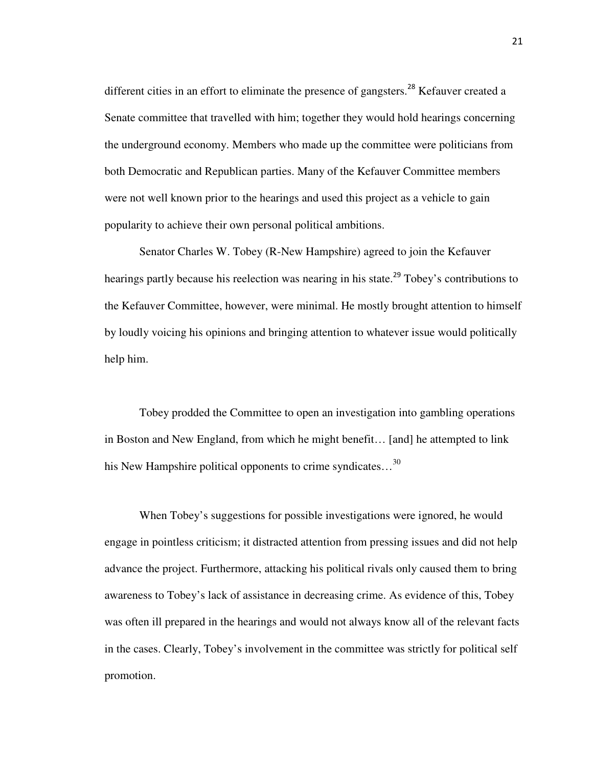different cities in an effort to eliminate the presence of gangsters.[28] Kefauver created a Senate committee that travelled with him; together they would hold hearings concerning the underground economy. Members who made up the committee were politicians from both Democratic and Republican parties. Many of the Kefauver Committee members were not well known prior to the hearings and used this project as a vehicle to gain popularity to achieve their own personal political ambitions.

Senator Charles W. Tobey (R-New Hampshire) agreed to join the Kefauver hearings partly because his reelection was nearing in his state.[29] Tobey's contributions to the Kefauver Committee, however, were minimal. He mostly brought attention to himself by loudly voicing his opinions and bringing attention to whatever issue would politically help him.

> Tobey prodded the Committee to open an investigation into gambling operations in Boston and New England, from which he might benefit… [and] he attempted to link his New Hampshire political opponents to crime syndicates…[30]

When Tobey's suggestions for possible investigations were ignored, he would engage in pointless criticism; it distracted attention from pressing issues and did not help advance the project. Furthermore, attacking his political rivals only caused them to bring awareness to Tobey's lack of assistance in decreasing crime. As evidence of this, Tobey was often ill prepared in the hearings and would not always know all of the relevant facts in the cases. Clearly, Tobey's involvement in the committee was strictly for political self promotion.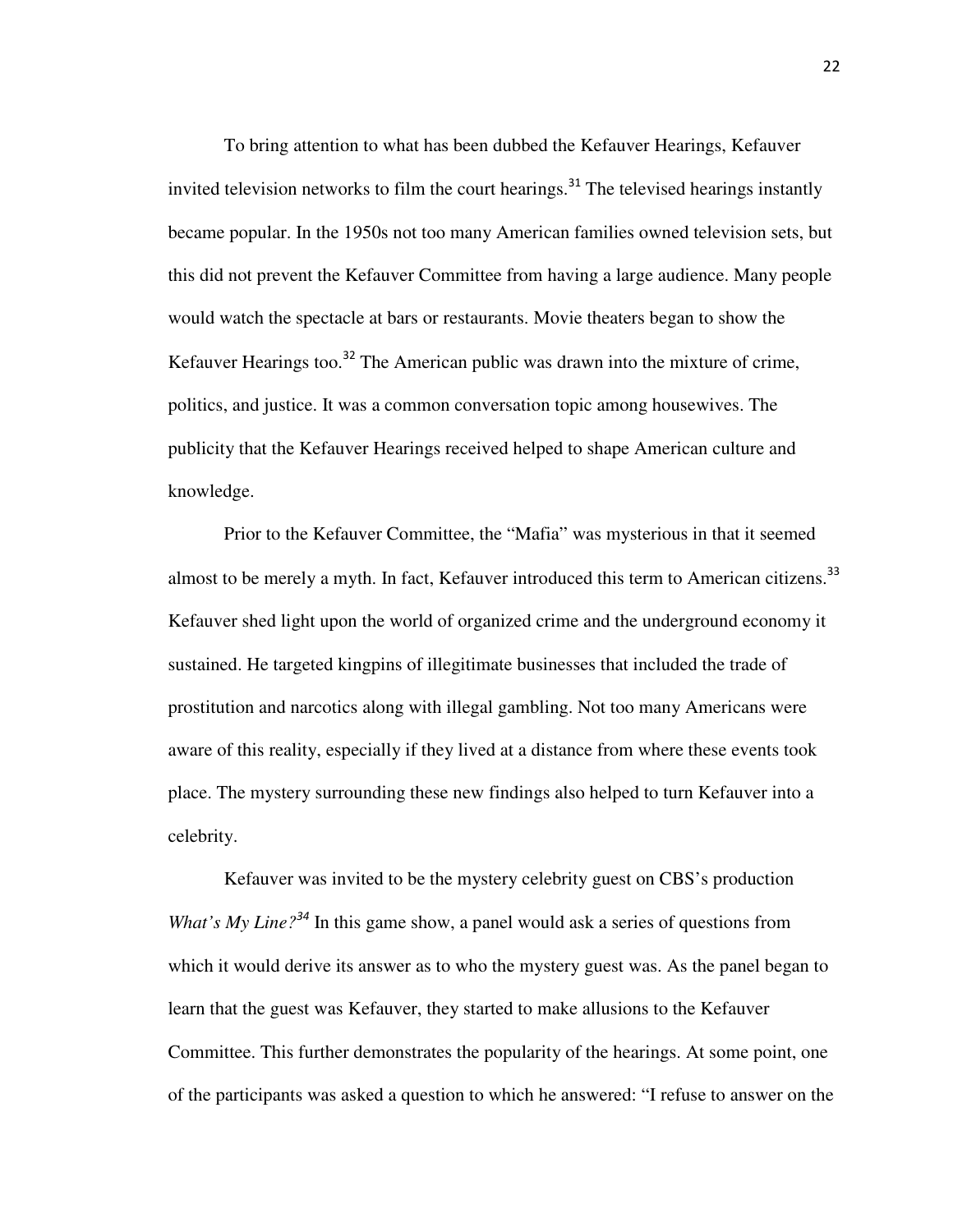To bring attention to what has been dubbed the Kefauver Hearings, Kefauver invited television networks to film the court hearings.[31] The televised hearings instantly became popular. In the 1950s not too many American families owned television sets, but this did not prevent the Kefauver Committee from having a large audience. Many people would watch the spectacle at bars or restaurants. Movie theaters began to show the Kefauver Hearings too.[32] The American public was drawn into the mixture of crime, politics, and justice. It was a common conversation topic among housewives. The publicity that the Kefauver Hearings received helped to shape American culture and knowledge.

Prior to the Kefauver Committee, the "Mafia" was mysterious in that it seemed almost to be merely a myth. In fact, Kefauver introduced this term to American citizens.[33] Kefauver shed light upon the world of organized crime and the underground economy it sustained. He targeted kingpins of illegitimate businesses that included the trade of prostitution and narcotics along with illegal gambling. Not too many Americans were aware of this reality, especially if they lived at a distance from where these events took place. The mystery surrounding these new findings also helped to turn Kefauver into a celebrity.

Kefauver was invited to be the mystery celebrity guest on CBS's production *What's My Line?*[34] In this game show, a panel would ask a series of questions from which it would derive its answer as to who the mystery guest was. As the panel began to learn that the guest was Kefauver, they started to make allusions to the Kefauver Committee. This further demonstrates the popularity of the hearings. At some point, one of the participants was asked a question to which he answered: "I refuse to answer on the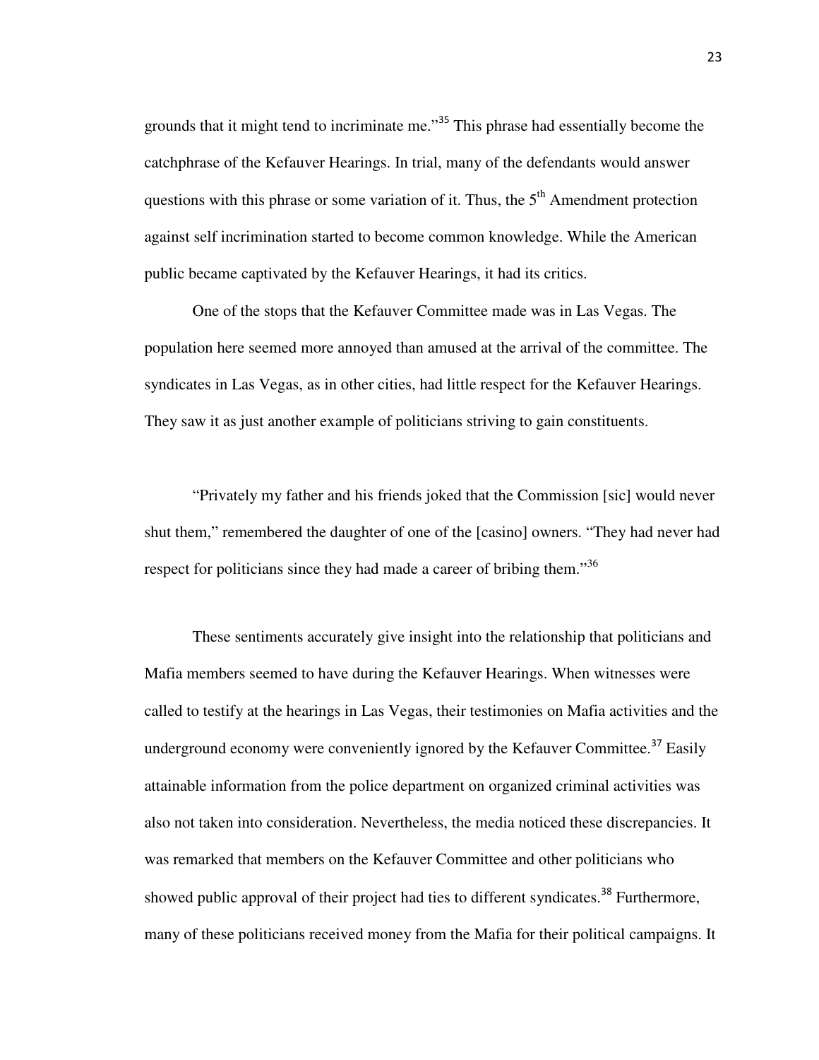grounds that it might tend to incriminate me."[35] This phrase had essentially become the catchphrase of the Kefauver Hearings. In trial, many of the defendants would answer questions with this phrase or some variation of it. Thus, the 5th Amendment protection against self incrimination started to become common knowledge. While the American public became captivated by the Kefauver Hearings, it had its critics.

One of the stops that the Kefauver Committee made was in Las Vegas. The population here seemed more annoyed than amused at the arrival of the committee. The syndicates in Las Vegas, as in other cities, had little respect for the Kefauver Hearings. They saw it as just another example of politicians striving to gain constituents.

"Privately my father and his friends joked that the Commission [sic] would never shut them," remembered the daughter of one of the [casino] owners. "They had never had respect for politicians since they had made a career of bribing them."[36]

These sentiments accurately give insight into the relationship that politicians and Mafia members seemed to have during the Kefauver Hearings. When witnesses were called to testify at the hearings in Las Vegas, their testimonies on Mafia activities and the underground economy were conveniently ignored by the Kefauver Committee.[37] Easily attainable information from the police department on organized criminal activities was also not taken into consideration. Nevertheless, the media noticed these discrepancies. It was remarked that members on the Kefauver Committee and other politicians who showed public approval of their project had ties to different syndicates.[38] Furthermore, many of these politicians received money from the Mafia for their political campaigns. It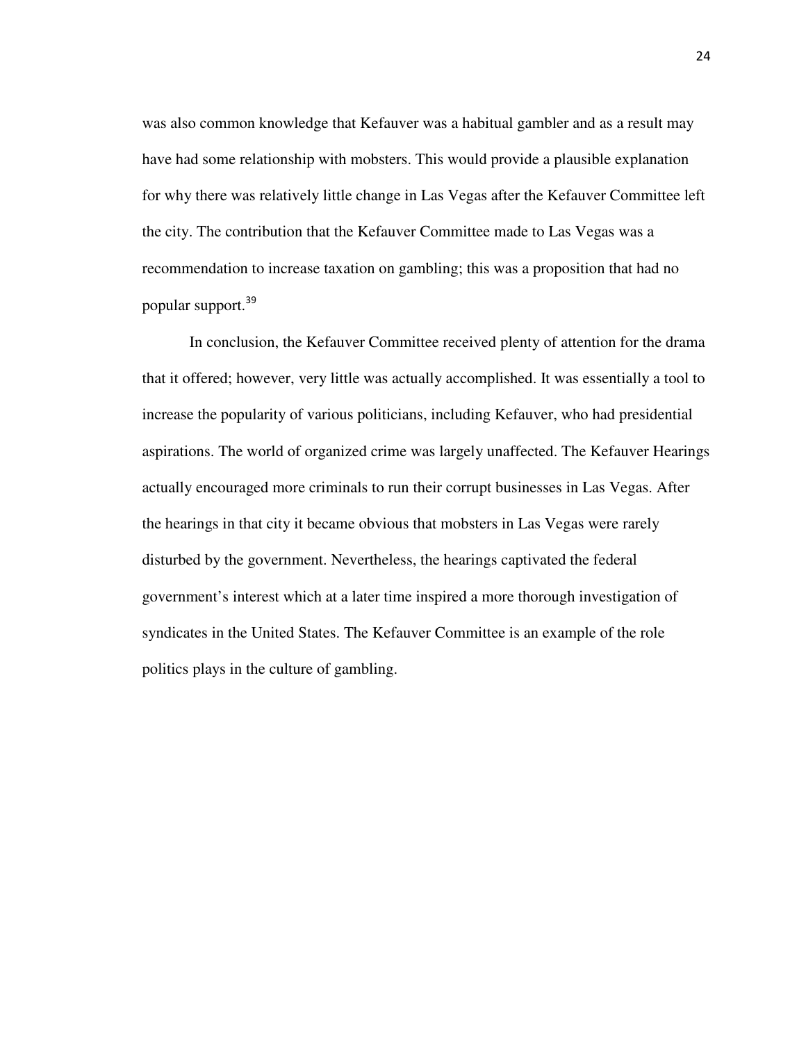was also common knowledge that Kefauver was a habitual gambler and as a result may have had some relationship with mobsters. This would provide a plausible explanation for why there was relatively little change in Las Vegas after the Kefauver Committee left the city. The contribution that the Kefauver Committee made to Las Vegas was a recommendation to increase taxation on gambling; this was a proposition that had no popular support.[39]

In conclusion, the Kefauver Committee received plenty of attention for the drama that it offered; however, very little was actually accomplished. It was essentially a tool to increase the popularity of various politicians, including Kefauver, who had presidential aspirations. The world of organized crime was largely unaffected. The Kefauver Hearings actually encouraged more criminals to run their corrupt businesses in Las Vegas. After the hearings in that city it became obvious that mobsters in Las Vegas were rarely disturbed by the government. Nevertheless, the hearings captivated the federal government's interest which at a later time inspired a more thorough investigation of syndicates in the United States. The Kefauver Committee is an example of the role politics plays in the culture of gambling.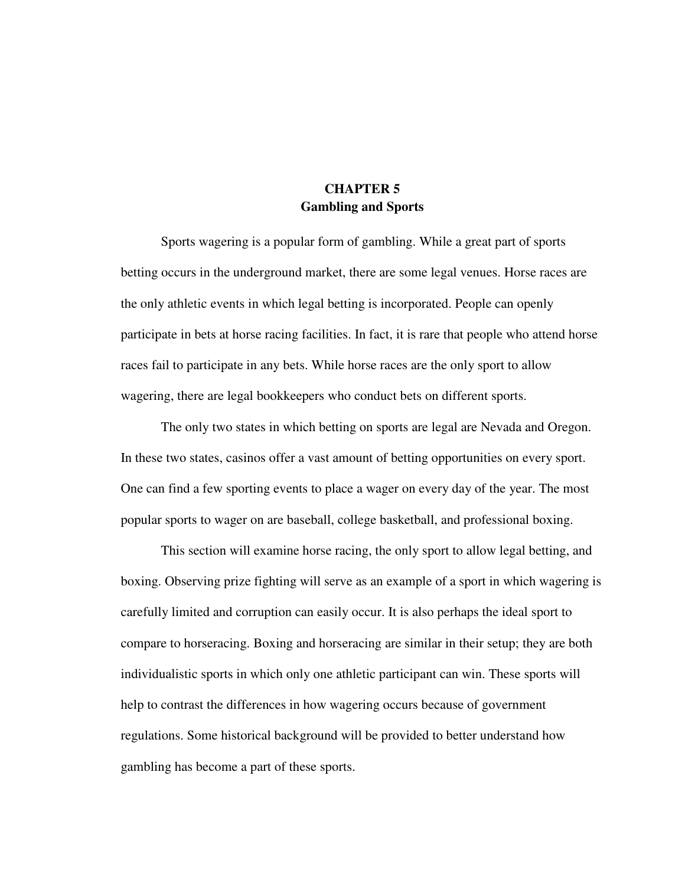# CHAPTER 5
## Gambling and Sports

Sports wagering is a popular form of gambling. While a great part of sports betting occurs in the underground market, there are some legal venues. Horse races are the only athletic events in which legal betting is incorporated. People can openly participate in bets at horse racing facilities. In fact, it is rare that people who attend horse races fail to participate in any bets. While horse races are the only sport to allow wagering, there are legal bookkeepers who conduct bets on different sports.

The only two states in which betting on sports are legal are Nevada and Oregon. In these two states, casinos offer a vast amount of betting opportunities on every sport. One can find a few sporting events to place a wager on every day of the year. The most popular sports to wager on are baseball, college basketball, and professional boxing.

This section will examine horse racing, the only sport to allow legal betting, and boxing. Observing prize fighting will serve as an example of a sport in which wagering is carefully limited and corruption can easily occur. It is also perhaps the ideal sport to compare to horseracing. Boxing and horseracing are similar in their setup; they are both individualistic sports in which only one athletic participant can win. These sports will help to contrast the differences in how wagering occurs because of government regulations. Some historical background will be provided to better understand how gambling has become a part of these sports.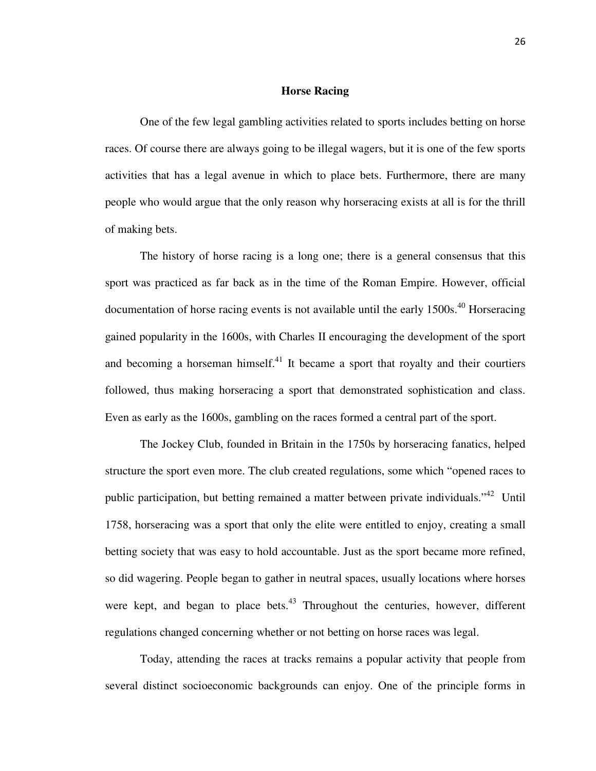## Horse Racing

One of the few legal gambling activities related to sports includes betting on horse races. Of course there are always going to be illegal wagers, but it is one of the few sports activities that has a legal avenue in which to place bets. Furthermore, there are many people who would argue that the only reason why horseracing exists at all is for the thrill of making bets.

The history of horse racing is a long one; there is a general consensus that this sport was practiced as far back as in the time of the Roman Empire. However, official documentation of horse racing events is not available until the early 1500s.[40] Horseracing gained popularity in the 1600s, with Charles II encouraging the development of the sport and becoming a horseman himself.[41] It became a sport that royalty and their courtiers followed, thus making horseracing a sport that demonstrated sophistication and class. Even as early as the 1600s, gambling on the races formed a central part of the sport.

The Jockey Club, founded in Britain in the 1750s by horseracing fanatics, helped structure the sport even more. The club created regulations, some which "opened races to public participation, but betting remained a matter between private individuals."[42] Until 1758, horseracing was a sport that only the elite were entitled to enjoy, creating a small betting society that was easy to hold accountable. Just as the sport became more refined, so did wagering. People began to gather in neutral spaces, usually locations where horses were kept, and began to place bets.[43] Throughout the centuries, however, different regulations changed concerning whether or not betting on horse races was legal.

Today, attending the races at tracks remains a popular activity that people from several distinct socioeconomic backgrounds can enjoy. One of the principle forms in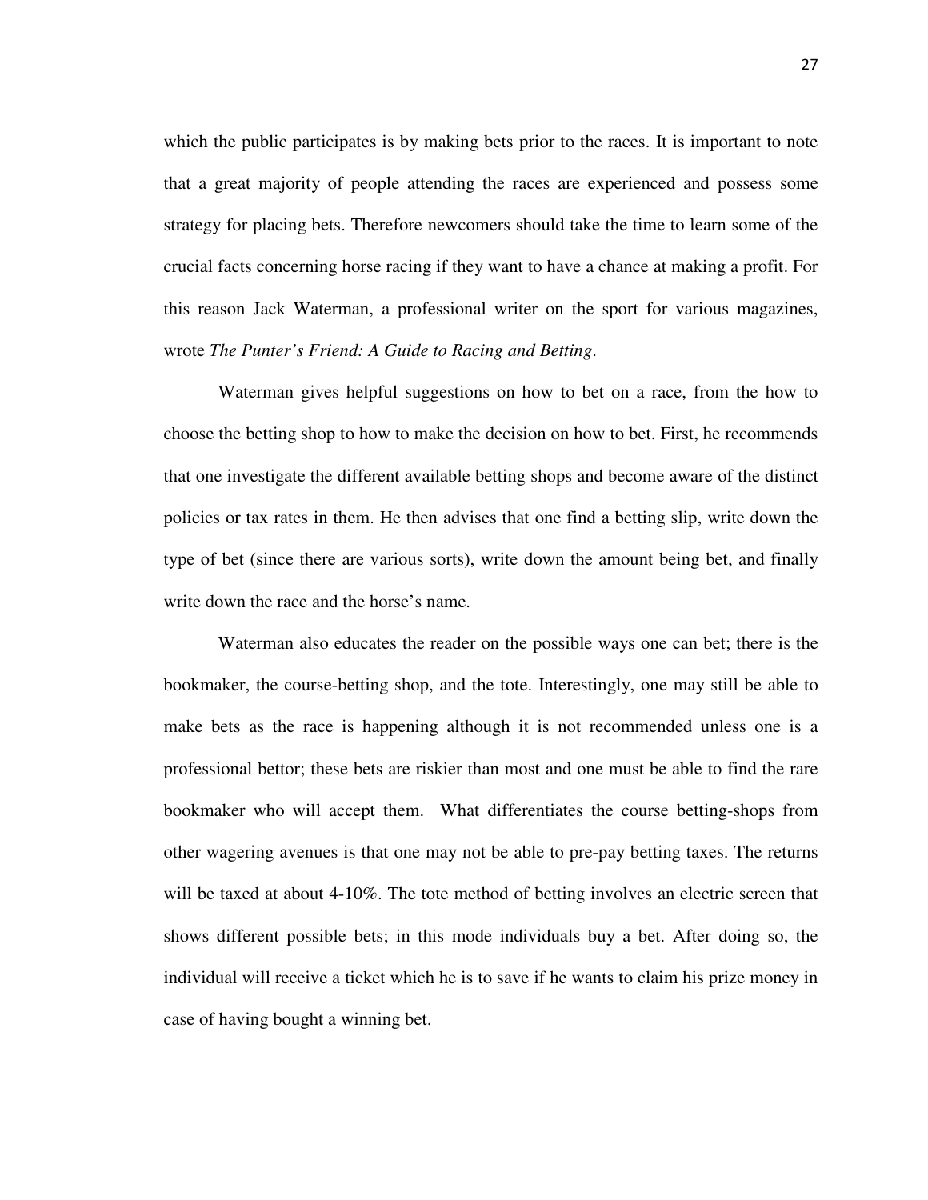which the public participates is by making bets prior to the races. It is important to note that a great majority of people attending the races are experienced and possess some strategy for placing bets. Therefore newcomers should take the time to learn some of the crucial facts concerning horse racing if they want to have a chance at making a profit. For this reason Jack Waterman, a professional writer on the sport for various magazines, wrote *The Punter's Friend: A Guide to Racing and Betting*.

Waterman gives helpful suggestions on how to bet on a race, from the how to choose the betting shop to how to make the decision on how to bet. First, he recommends that one investigate the different available betting shops and become aware of the distinct policies or tax rates in them. He then advises that one find a betting slip, write down the type of bet (since there are various sorts), write down the amount being bet, and finally write down the race and the horse's name.

Waterman also educates the reader on the possible ways one can bet; there is the bookmaker, the course-betting shop, and the tote. Interestingly, one may still be able to make bets as the race is happening although it is not recommended unless one is a professional bettor; these bets are riskier than most and one must be able to find the rare bookmaker who will accept them. What differentiates the course betting-shops from other wagering avenues is that one may not be able to pre-pay betting taxes. The returns will be taxed at about 4-10%. The tote method of betting involves an electric screen that shows different possible bets; in this mode individuals buy a bet. After doing so, the individual will receive a ticket which he is to save if he wants to claim his prize money in case of having bought a winning bet.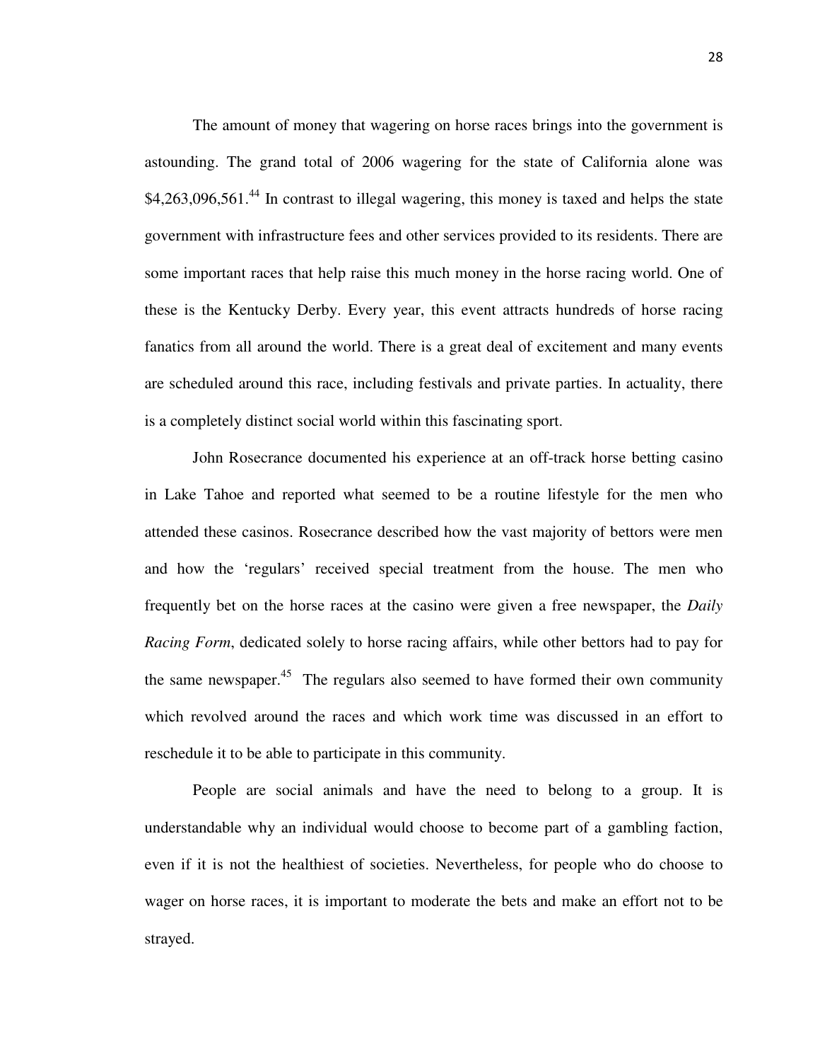The amount of money that wagering on horse races brings into the government is astounding. The grand total of 2006 wagering for the state of California alone was $4,263,096,561.[44] In contrast to illegal wagering, this money is taxed and helps the state government with infrastructure fees and other services provided to its residents. There are some important races that help raise this much money in the horse racing world. One of these is the Kentucky Derby. Every year, this event attracts hundreds of horse racing fanatics from all around the world. There is a great deal of excitement and many events are scheduled around this race, including festivals and private parties. In actuality, there is a completely distinct social world within this fascinating sport.

John Rosecrance documented his experience at an off-track horse betting casino in Lake Tahoe and reported what seemed to be a routine lifestyle for the men who attended these casinos. Rosecrance described how the vast majority of bettors were men and how the 'regulars' received special treatment from the house. The men who frequently bet on the horse races at the casino were given a free newspaper, the *Daily Racing Form*, dedicated solely to horse racing affairs, while other bettors had to pay for the same newspaper.[45] The regulars also seemed to have formed their own community which revolved around the races and which work time was discussed in an effort to reschedule it to be able to participate in this community.

People are social animals and have the need to belong to a group. It is understandable why an individual would choose to become part of a gambling faction, even if it is not the healthiest of societies. Nevertheless, for people who do choose to wager on horse races, it is important to moderate the bets and make an effort not to be strayed.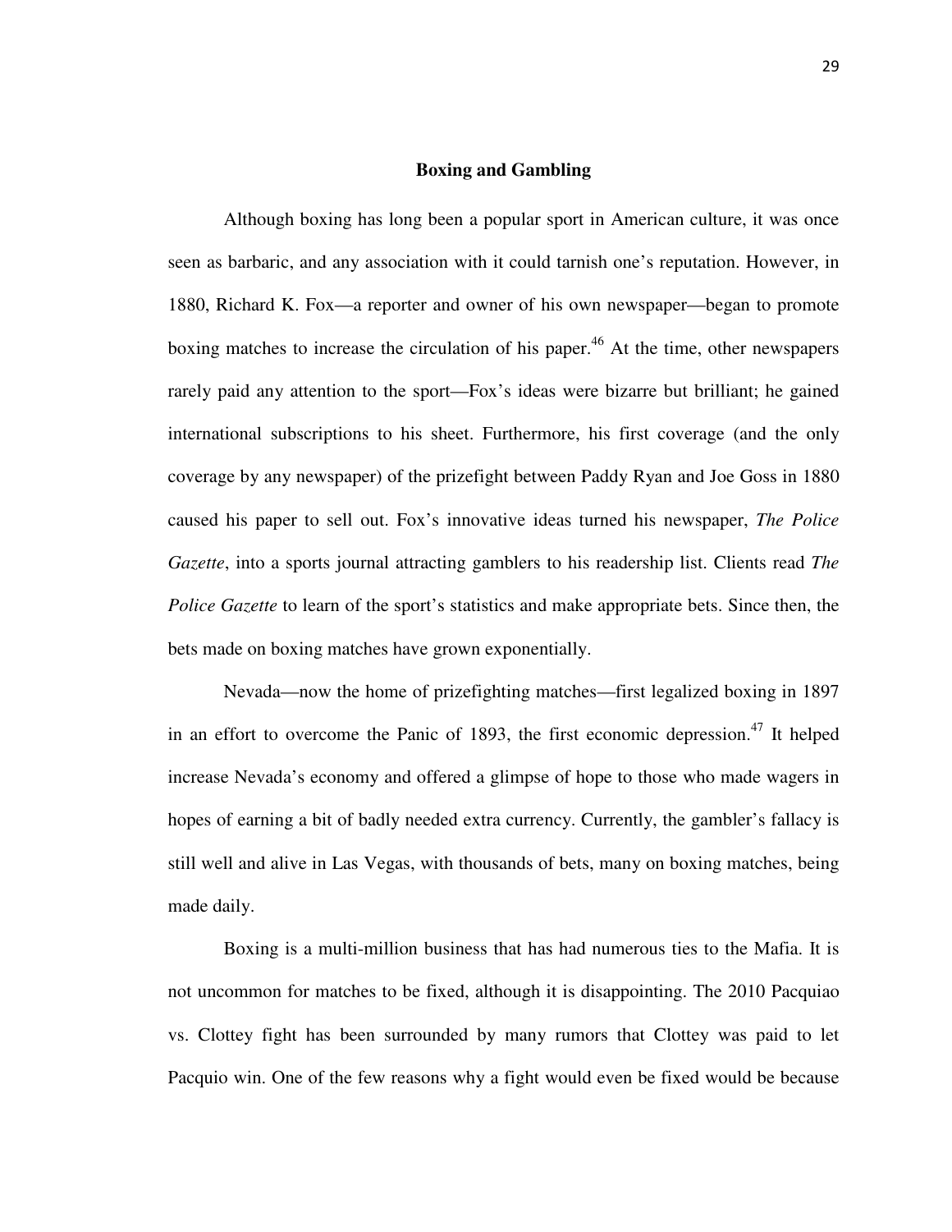**Boxing and Gambling**

Although boxing has long been a popular sport in American culture, it was once seen as barbaric, and any association with it could tarnish one's reputation. However, in 1880, Richard K. Fox—a reporter and owner of his own newspaper—began to promote boxing matches to increase the circulation of his paper.[46] At the time, other newspapers rarely paid any attention to the sport—Fox's ideas were bizarre but brilliant; he gained international subscriptions to his sheet. Furthermore, his first coverage (and the only coverage by any newspaper) of the prizefight between Paddy Ryan and Joe Goss in 1880 caused his paper to sell out. Fox's innovative ideas turned his newspaper, *The Police Gazette*, into a sports journal attracting gamblers to his readership list. Clients read *The Police Gazette* to learn of the sport's statistics and make appropriate bets. Since then, the bets made on boxing matches have grown exponentially.

Nevada—now the home of prizefighting matches—first legalized boxing in 1897 in an effort to overcome the Panic of 1893, the first economic depression.[47] It helped increase Nevada's economy and offered a glimpse of hope to those who made wagers in hopes of earning a bit of badly needed extra currency. Currently, the gambler's fallacy is still well and alive in Las Vegas, with thousands of bets, many on boxing matches, being made daily.

Boxing is a multi-million business that has had numerous ties to the Mafia. It is not uncommon for matches to be fixed, although it is disappointing. The 2010 Pacquiao vs. Clottey fight has been surrounded by many rumors that Clottey was paid to let Pacquio win. One of the few reasons why a fight would even be fixed would be because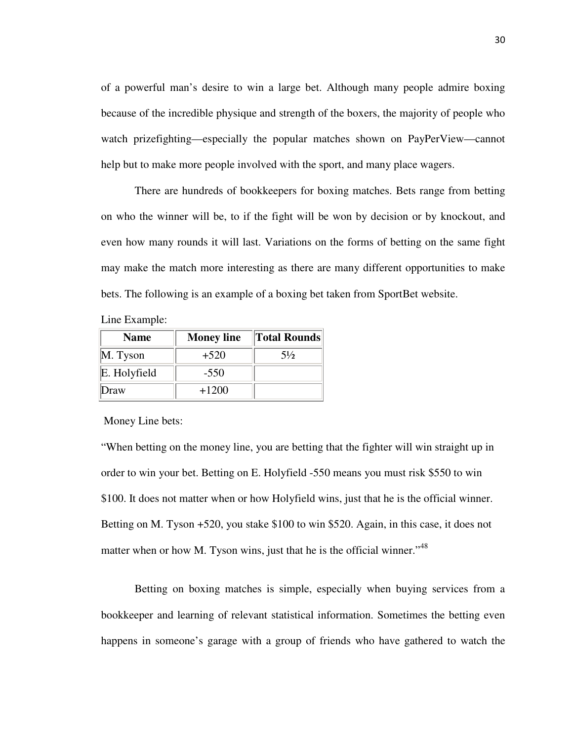of a powerful man's desire to win a large bet. Although many people admire boxing because of the incredible physique and strength of the boxers, the majority of people who watch prizefighting—especially the popular matches shown on PayPerView—cannot help but to make more people involved with the sport, and many place wagers.

There are hundreds of bookkeepers for boxing matches. Bets range from betting on who the winner will be, to if the fight will be won by decision or by knockout, and even how many rounds it will last. Variations on the forms of betting on the same fight may make the match more interesting as there are many different opportunities to make bets. The following is an example of a boxing bet taken from SportBet website.

Line Example:

| Name | Money line | Total Rounds |
|---|---|---|
| M. Tyson | +520 | 5½ |
| E. Holyfield | -550 | |
| Draw | +1200 | |

Money Line bets:

"When betting on the money line, you are betting that the fighter will win straight up in order to win your bet. Betting on E. Holyfield -550 means you must risk $550 to win $100. It does not matter when or how Holyfield wins, just that he is the official winner. Betting on M. Tyson +520, you stake $100 to win $520. Again, in this case, it does not matter when or how M. Tyson wins, just that he is the official winner."[48]

Betting on boxing matches is simple, especially when buying services from a bookkeeper and learning of relevant statistical information. Sometimes the betting even happens in someone's garage with a group of friends who have gathered to watch the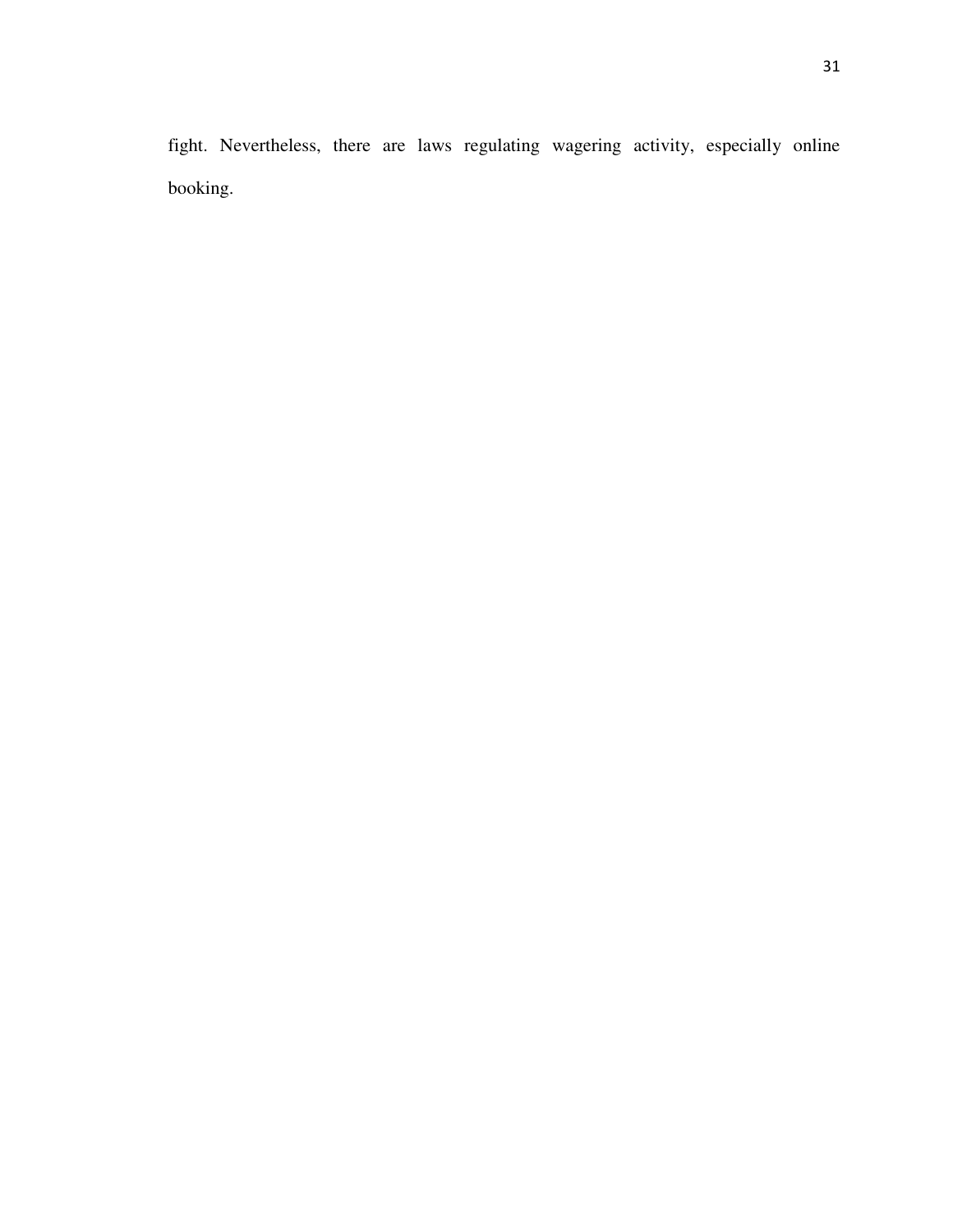fight. Nevertheless, there are laws regulating wagering activity, especially online booking.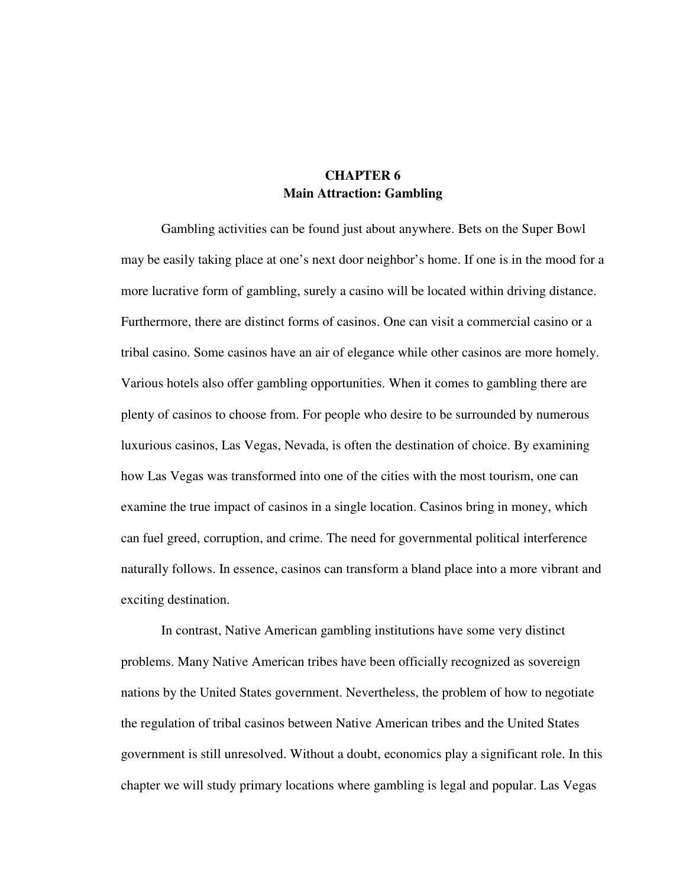# CHAPTER 6
## Main Attraction: Gambling

Gambling activities can be found just about anywhere. Bets on the Super Bowl may be easily taking place at one's next door neighbor's home. If one is in the mood for a more lucrative form of gambling, surely a casino will be located within driving distance. Furthermore, there are distinct forms of casinos. One can visit a commercial casino or a tribal casino. Some casinos have an air of elegance while other casinos are more homely. Various hotels also offer gambling opportunities. When it comes to gambling there are plenty of casinos to choose from. For people who desire to be surrounded by numerous luxurious casinos, Las Vegas, Nevada, is often the destination of choice. By examining how Las Vegas was transformed into one of the cities with the most tourism, one can examine the true impact of casinos in a single location. Casinos bring in money, which can fuel greed, corruption, and crime. The need for governmental political interference naturally follows. In essence, casinos can transform a bland place into a more vibrant and exciting destination.

In contrast, Native American gambling institutions have some very distinct problems. Many Native American tribes have been officially recognized as sovereign nations by the United States government. Nevertheless, the problem of how to negotiate the regulation of tribal casinos between Native American tribes and the United States government is still unresolved. Without a doubt, economics play a significant role. In this chapter we will study primary locations where gambling is legal and popular. Las Vegas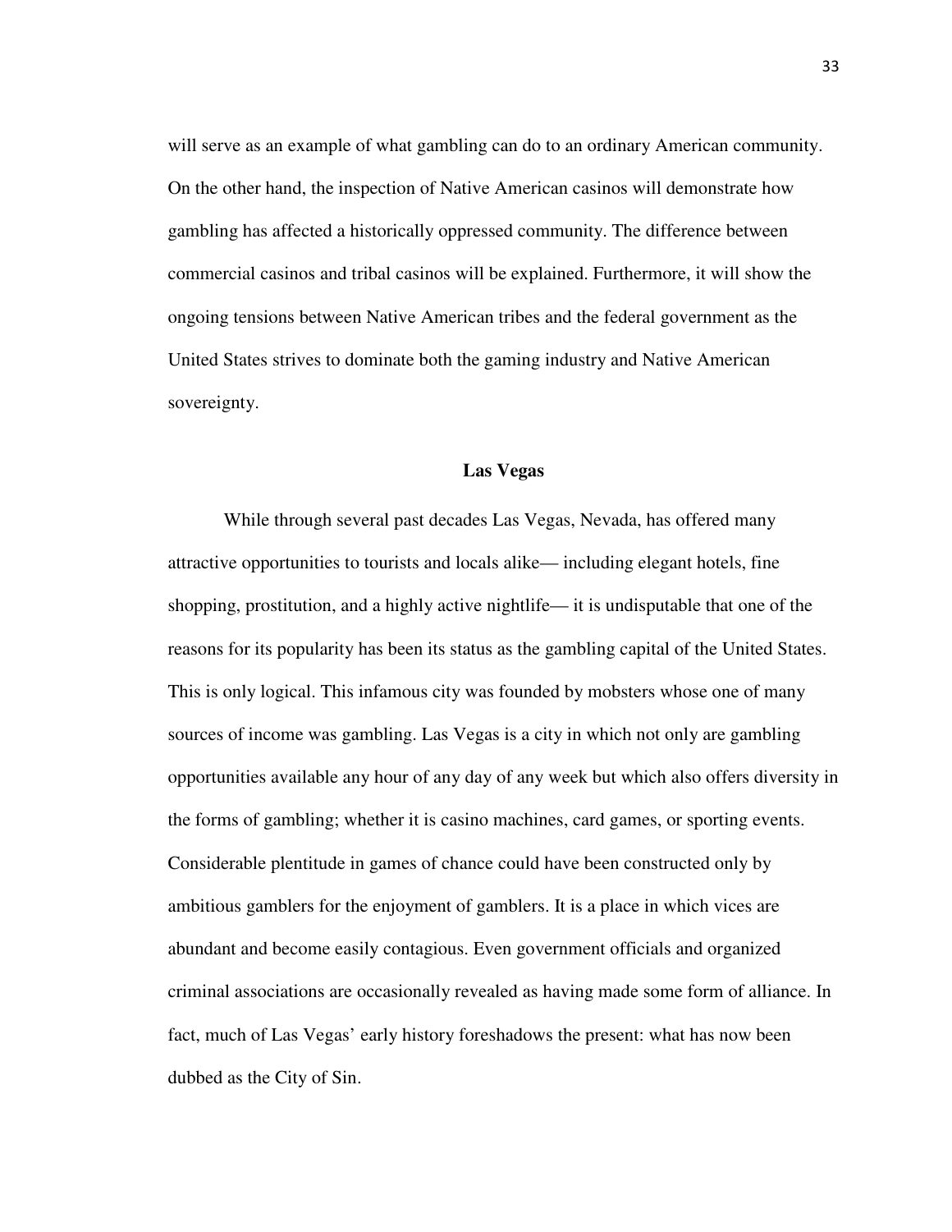will serve as an example of what gambling can do to an ordinary American community. On the other hand, the inspection of Native American casinos will demonstrate how gambling has affected a historically oppressed community. The difference between commercial casinos and tribal casinos will be explained. Furthermore, it will show the ongoing tensions between Native American tribes and the federal government as the United States strives to dominate both the gaming industry and Native American sovereignty.

## Las Vegas

While through several past decades Las Vegas, Nevada, has offered many attractive opportunities to tourists and locals alike— including elegant hotels, fine shopping, prostitution, and a highly active nightlife— it is undisputable that one of the reasons for its popularity has been its status as the gambling capital of the United States. This is only logical. This infamous city was founded by mobsters whose one of many sources of income was gambling. Las Vegas is a city in which not only are gambling opportunities available any hour of any day of any week but which also offers diversity in the forms of gambling; whether it is casino machines, card games, or sporting events. Considerable plentitude in games of chance could have been constructed only by ambitious gamblers for the enjoyment of gamblers. It is a place in which vices are abundant and become easily contagious. Even government officials and organized criminal associations are occasionally revealed as having made some form of alliance. In fact, much of Las Vegas' early history foreshadows the present: what has now been dubbed as the City of Sin.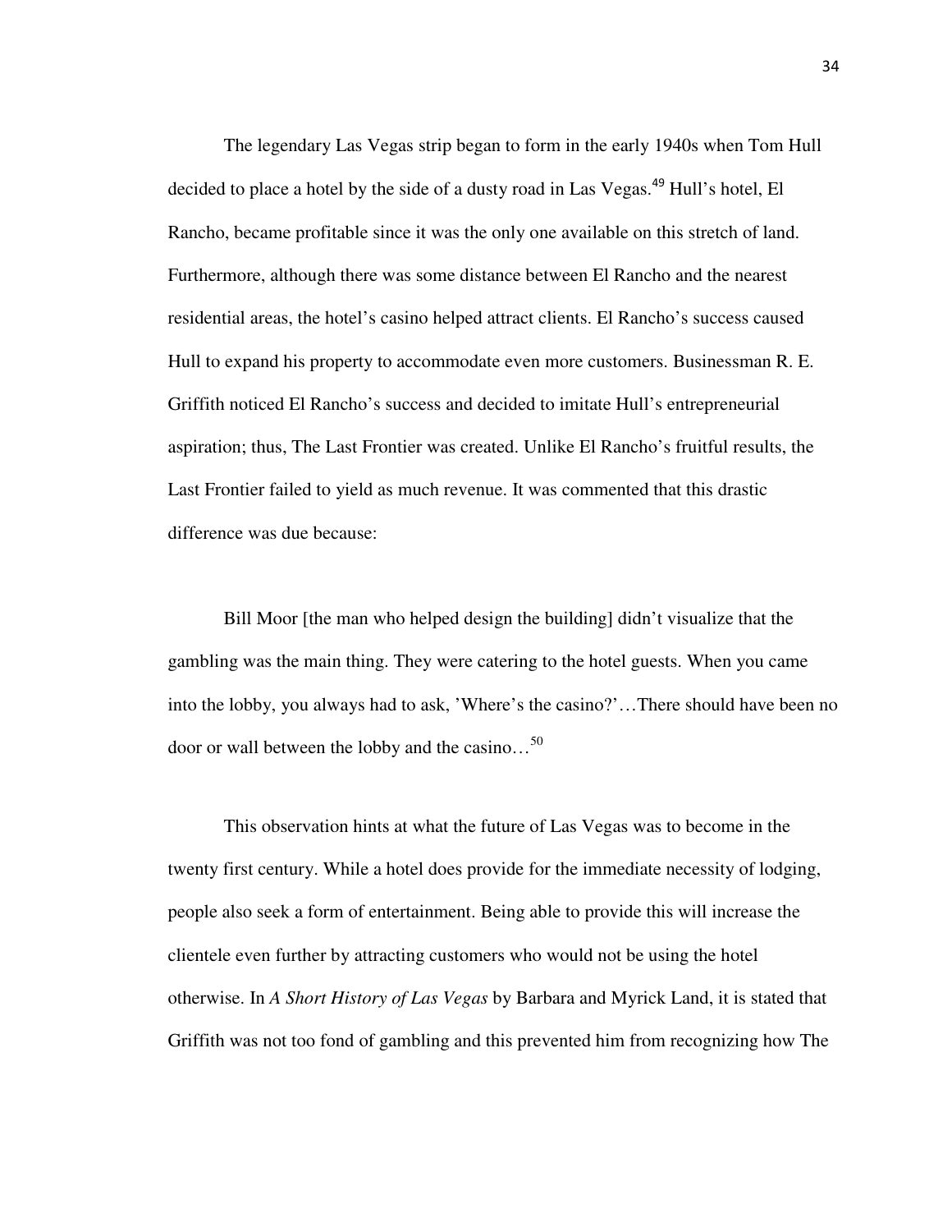The legendary Las Vegas strip began to form in the early 1940s when Tom Hull decided to place a hotel by the side of a dusty road in Las Vegas.[49] Hull's hotel, El Rancho, became profitable since it was the only one available on this stretch of land. Furthermore, although there was some distance between El Rancho and the nearest residential areas, the hotel's casino helped attract clients. El Rancho's success caused Hull to expand his property to accommodate even more customers. Businessman R. E. Griffith noticed El Rancho's success and decided to imitate Hull's entrepreneurial aspiration; thus, The Last Frontier was created. Unlike El Rancho's fruitful results, the Last Frontier failed to yield as much revenue. It was commented that this drastic difference was due because:

> Bill Moor [the man who helped design the building] didn't visualize that the gambling was the main thing. They were catering to the hotel guests. When you came into the lobby, you always had to ask, 'Where's the casino?'…There should have been no door or wall between the lobby and the casino…[50]

This observation hints at what the future of Las Vegas was to become in the twenty first century. While a hotel does provide for the immediate necessity of lodging, people also seek a form of entertainment. Being able to provide this will increase the clientele even further by attracting customers who would not be using the hotel otherwise. In *A Short History of Las Vegas* by Barbara and Myrick Land, it is stated that Griffith was not too fond of gambling and this prevented him from recognizing how The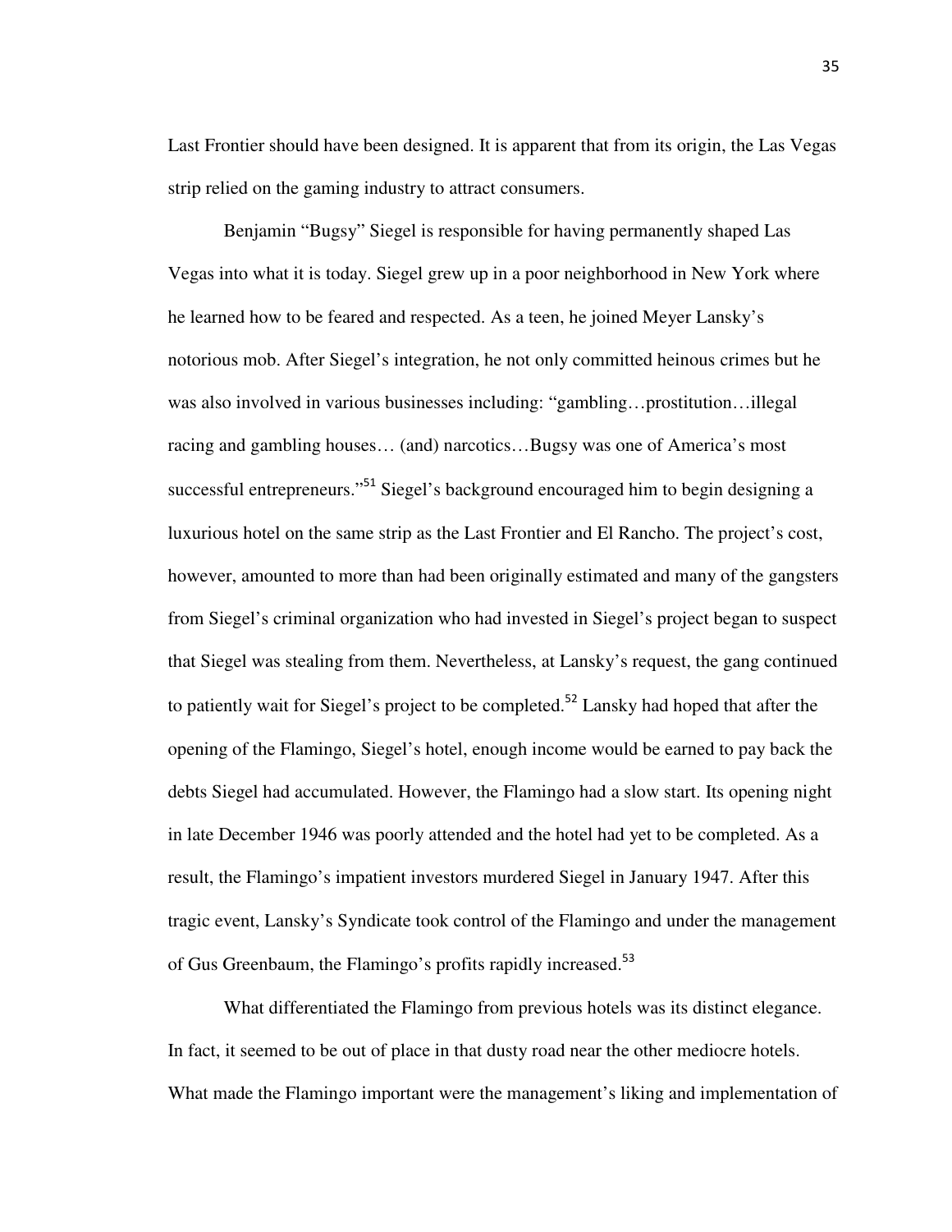Last Frontier should have been designed. It is apparent that from its origin, the Las Vegas strip relied on the gaming industry to attract consumers.

Benjamin "Bugsy" Siegel is responsible for having permanently shaped Las Vegas into what it is today. Siegel grew up in a poor neighborhood in New York where he learned how to be feared and respected. As a teen, he joined Meyer Lansky's notorious mob. After Siegel's integration, he not only committed heinous crimes but he was also involved in various businesses including: "gambling…prostitution…illegal racing and gambling houses… (and) narcotics…Bugsy was one of America's most successful entrepreneurs."[51] Siegel's background encouraged him to begin designing a luxurious hotel on the same strip as the Last Frontier and El Rancho. The project's cost, however, amounted to more than had been originally estimated and many of the gangsters from Siegel's criminal organization who had invested in Siegel's project began to suspect that Siegel was stealing from them. Nevertheless, at Lansky's request, the gang continued to patiently wait for Siegel's project to be completed.[52] Lansky had hoped that after the opening of the Flamingo, Siegel's hotel, enough income would be earned to pay back the debts Siegel had accumulated. However, the Flamingo had a slow start. Its opening night in late December 1946 was poorly attended and the hotel had yet to be completed. As a result, the Flamingo's impatient investors murdered Siegel in January 1947. After this tragic event, Lansky's Syndicate took control of the Flamingo and under the management of Gus Greenbaum, the Flamingo's profits rapidly increased.[53]

What differentiated the Flamingo from previous hotels was its distinct elegance. In fact, it seemed to be out of place in that dusty road near the other mediocre hotels. What made the Flamingo important were the management's liking and implementation of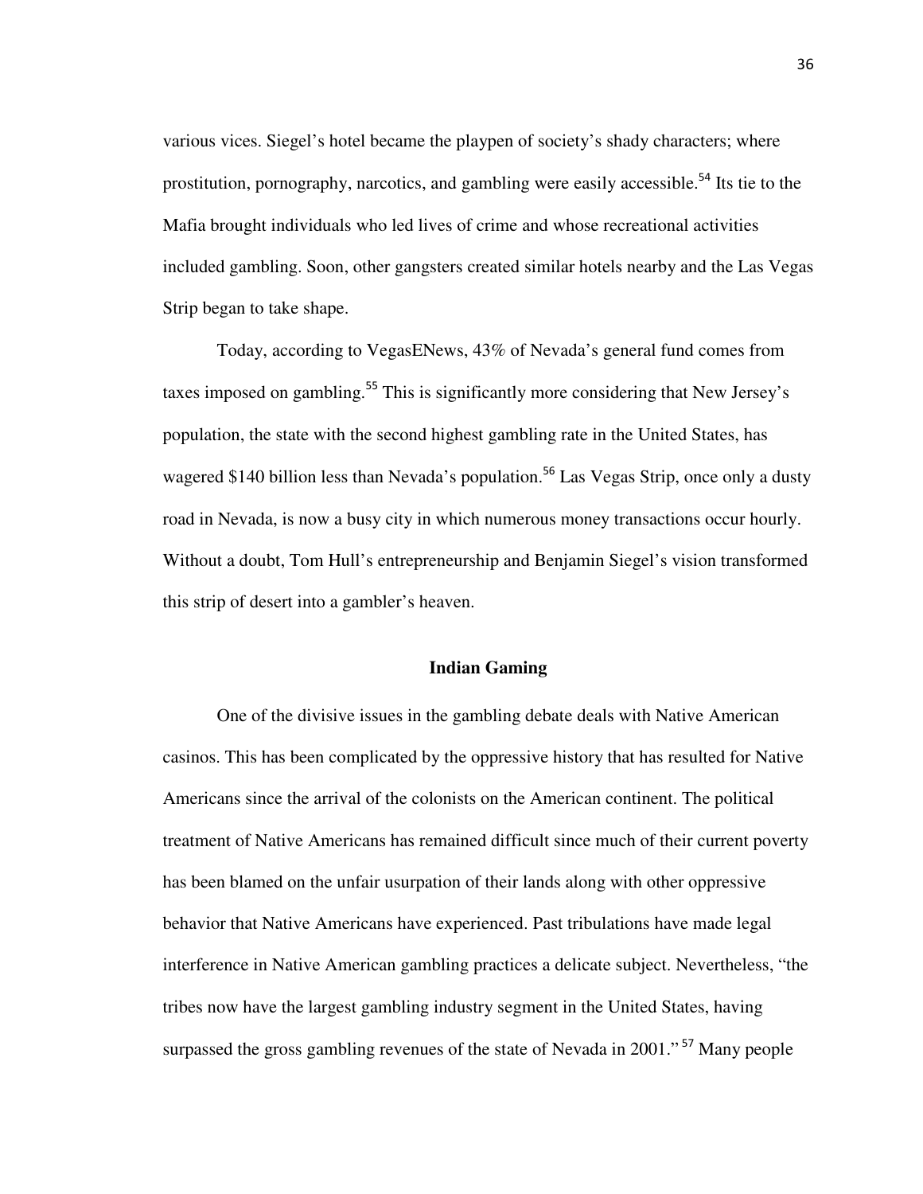various vices. Siegel's hotel became the playpen of society's shady characters; where prostitution, pornography, narcotics, and gambling were easily accessible.[54] Its tie to the Mafia brought individuals who led lives of crime and whose recreational activities included gambling. Soon, other gangsters created similar hotels nearby and the Las Vegas Strip began to take shape.

Today, according to VegasENews, 43% of Nevada's general fund comes from taxes imposed on gambling.[55] This is significantly more considering that New Jersey's population, the state with the second highest gambling rate in the United States, has wagered $140 billion less than Nevada's population.[56] Las Vegas Strip, once only a dusty road in Nevada, is now a busy city in which numerous money transactions occur hourly. Without a doubt, Tom Hull's entrepreneurship and Benjamin Siegel's vision transformed this strip of desert into a gambler's heaven.

## Indian Gaming

One of the divisive issues in the gambling debate deals with Native American casinos. This has been complicated by the oppressive history that has resulted for Native Americans since the arrival of the colonists on the American continent. The political treatment of Native Americans has remained difficult since much of their current poverty has been blamed on the unfair usurpation of their lands along with other oppressive behavior that Native Americans have experienced. Past tribulations have made legal interference in Native American gambling practices a delicate subject. Nevertheless, "the tribes now have the largest gambling industry segment in the United States, having surpassed the gross gambling revenues of the state of Nevada in 2001."[57] Many people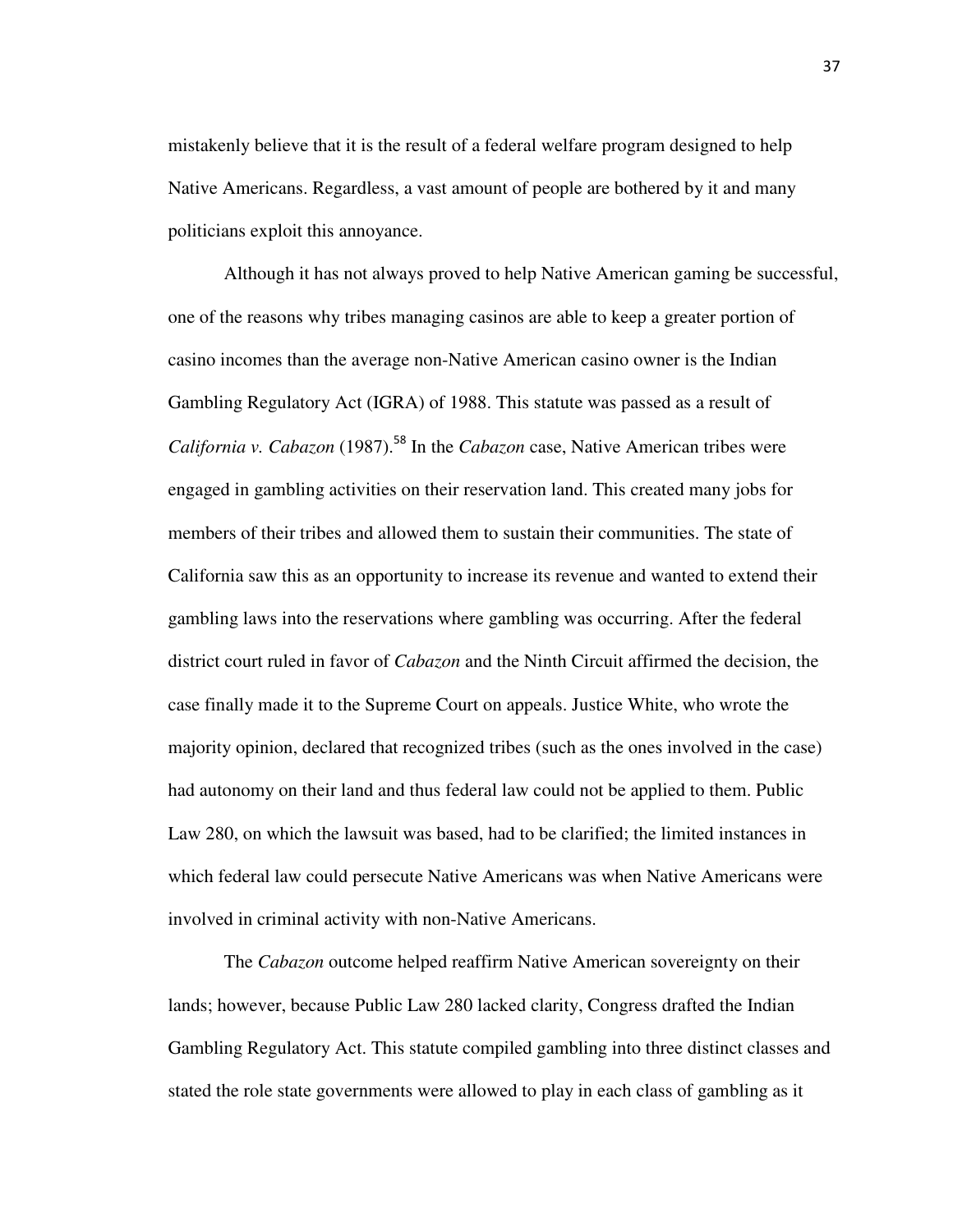mistakenly believe that it is the result of a federal welfare program designed to help Native Americans. Regardless, a vast amount of people are bothered by it and many politicians exploit this annoyance.

Although it has not always proved to help Native American gaming be successful, one of the reasons why tribes managing casinos are able to keep a greater portion of casino incomes than the average non-Native American casino owner is the Indian Gambling Regulatory Act (IGRA) of 1988. This statute was passed as a result of *California v. Cabazon* (1987).[58] In the *Cabazon* case, Native American tribes were engaged in gambling activities on their reservation land. This created many jobs for members of their tribes and allowed them to sustain their communities. The state of California saw this as an opportunity to increase its revenue and wanted to extend their gambling laws into the reservations where gambling was occurring. After the federal district court ruled in favor of *Cabazon* and the Ninth Circuit affirmed the decision, the case finally made it to the Supreme Court on appeals. Justice White, who wrote the majority opinion, declared that recognized tribes (such as the ones involved in the case) had autonomy on their land and thus federal law could not be applied to them. Public Law 280, on which the lawsuit was based, had to be clarified; the limited instances in which federal law could persecute Native Americans was when Native Americans were involved in criminal activity with non-Native Americans.

The *Cabazon* outcome helped reaffirm Native American sovereignty on their lands; however, because Public Law 280 lacked clarity, Congress drafted the Indian Gambling Regulatory Act. This statute compiled gambling into three distinct classes and stated the role state governments were allowed to play in each class of gambling as it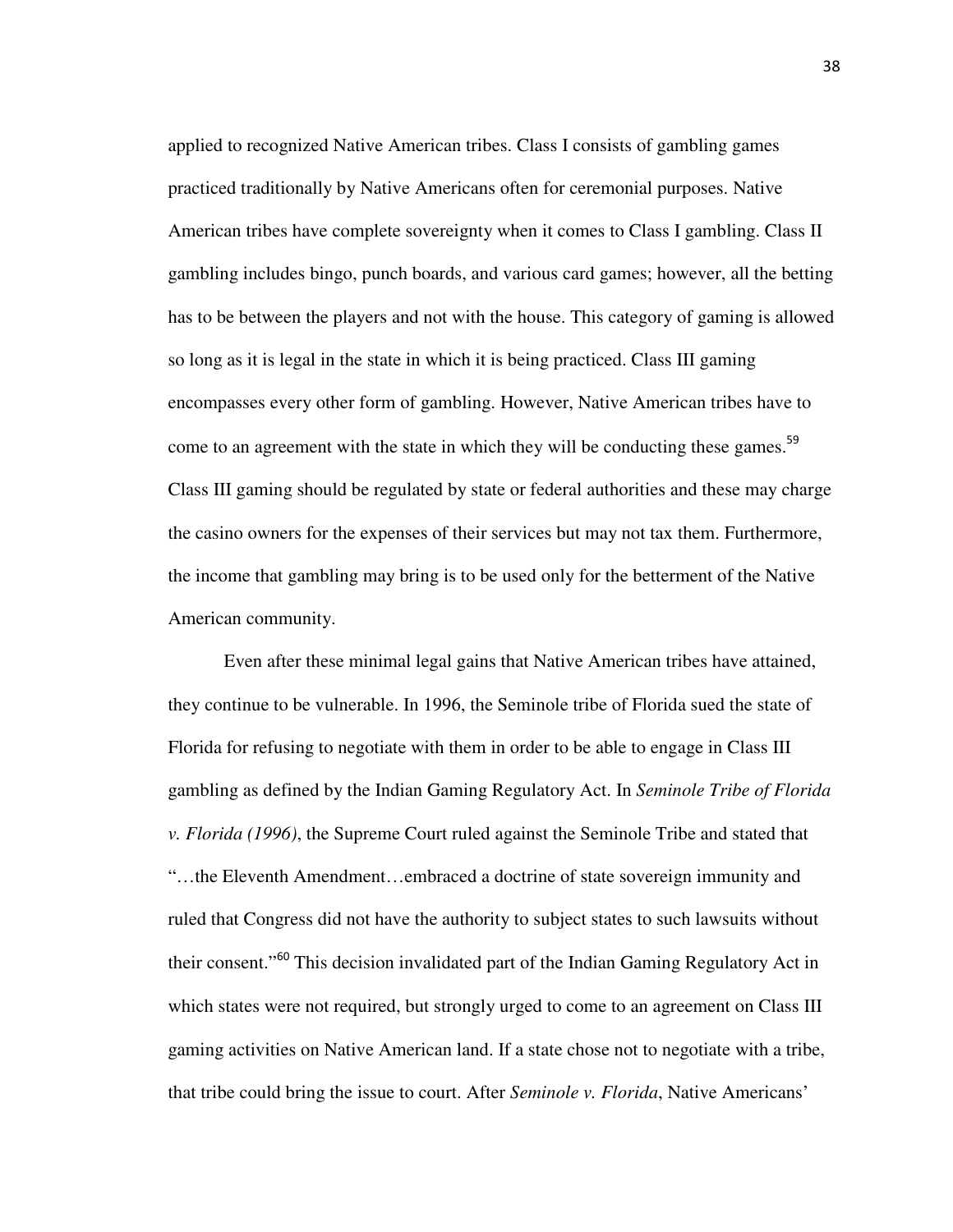applied to recognized Native American tribes. Class I consists of gambling games practiced traditionally by Native Americans often for ceremonial purposes. Native American tribes have complete sovereignty when it comes to Class I gambling. Class II gambling includes bingo, punch boards, and various card games; however, all the betting has to be between the players and not with the house. This category of gaming is allowed so long as it is legal in the state in which it is being practiced. Class III gaming encompasses every other form of gambling. However, Native American tribes have to come to an agreement with the state in which they will be conducting these games.[59] Class III gaming should be regulated by state or federal authorities and these may charge the casino owners for the expenses of their services but may not tax them. Furthermore, the income that gambling may bring is to be used only for the betterment of the Native American community.

Even after these minimal legal gains that Native American tribes have attained, they continue to be vulnerable. In 1996, the Seminole tribe of Florida sued the state of Florida for refusing to negotiate with them in order to be able to engage in Class III gambling as defined by the Indian Gaming Regulatory Act. In *Seminole Tribe of Florida v. Florida (1996)*, the Supreme Court ruled against the Seminole Tribe and stated that "…the Eleventh Amendment…embraced a doctrine of state sovereign immunity and ruled that Congress did not have the authority to subject states to such lawsuits without their consent."[60] This decision invalidated part of the Indian Gaming Regulatory Act in which states were not required, but strongly urged to come to an agreement on Class III gaming activities on Native American land. If a state chose not to negotiate with a tribe, that tribe could bring the issue to court. After *Seminole v. Florida*, Native Americans'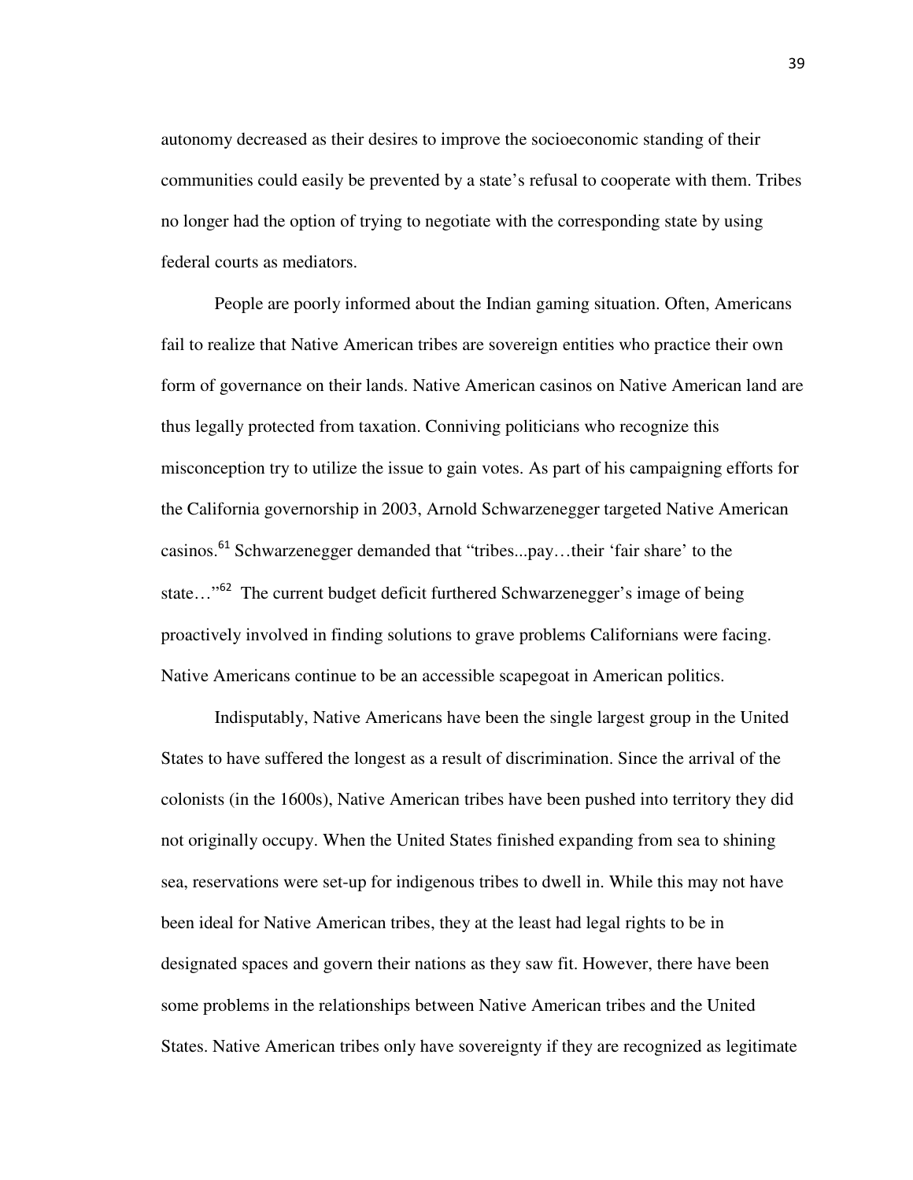autonomy decreased as their desires to improve the socioeconomic standing of their communities could easily be prevented by a state's refusal to cooperate with them. Tribes no longer had the option of trying to negotiate with the corresponding state by using federal courts as mediators.

People are poorly informed about the Indian gaming situation. Often, Americans fail to realize that Native American tribes are sovereign entities who practice their own form of governance on their lands. Native American casinos on Native American land are thus legally protected from taxation. Conniving politicians who recognize this misconception try to utilize the issue to gain votes. As part of his campaigning efforts for the California governorship in 2003, Arnold Schwarzenegger targeted Native American casinos.[61] Schwarzenegger demanded that "tribes...pay…their 'fair share' to the state…"[62] The current budget deficit furthered Schwarzenegger's image of being proactively involved in finding solutions to grave problems Californians were facing. Native Americans continue to be an accessible scapegoat in American politics.

Indisputably, Native Americans have been the single largest group in the United States to have suffered the longest as a result of discrimination. Since the arrival of the colonists (in the 1600s), Native American tribes have been pushed into territory they did not originally occupy. When the United States finished expanding from sea to shining sea, reservations were set-up for indigenous tribes to dwell in. While this may not have been ideal for Native American tribes, they at the least had legal rights to be in designated spaces and govern their nations as they saw fit. However, there have been some problems in the relationships between Native American tribes and the United States. Native American tribes only have sovereignty if they are recognized as legitimate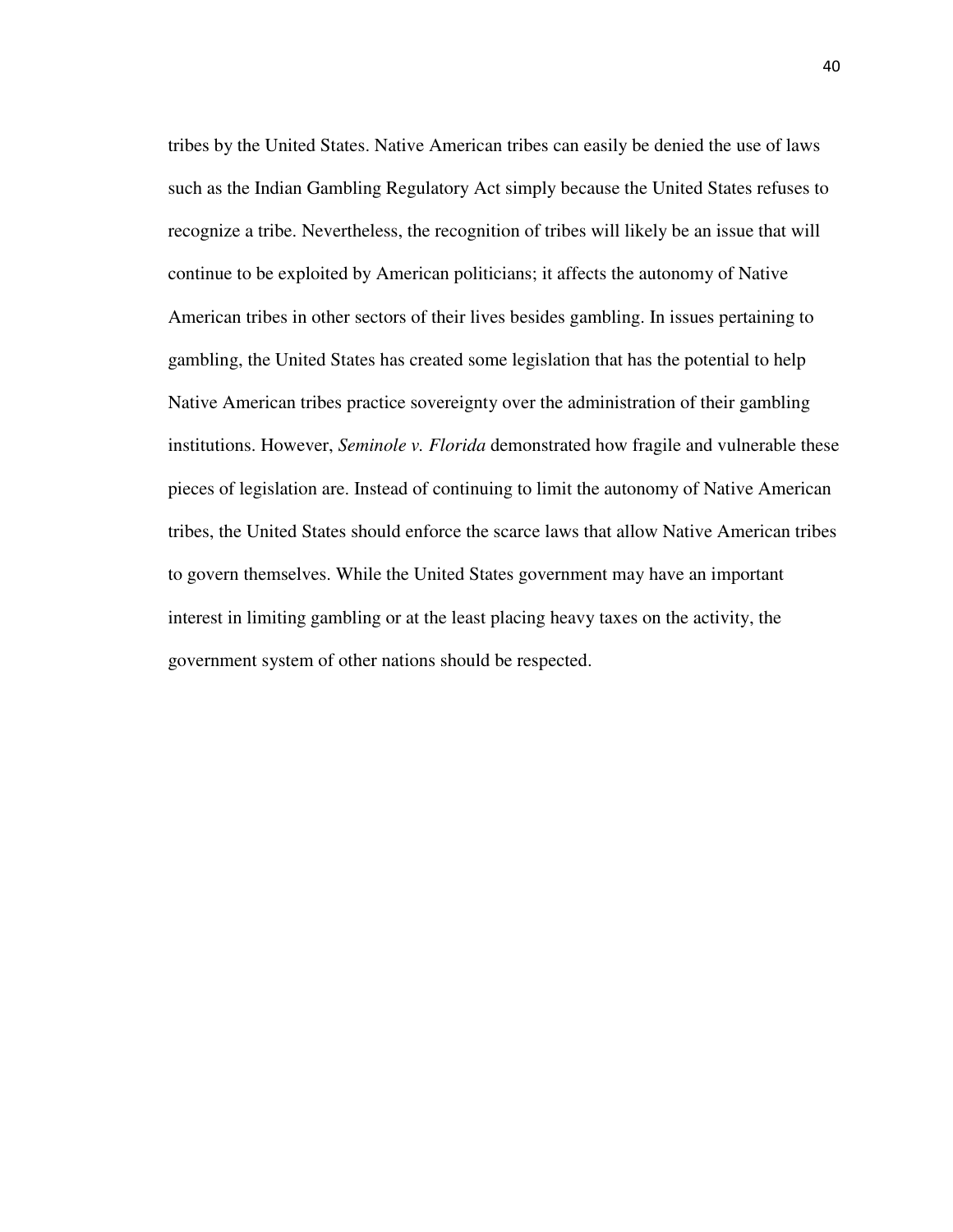tribes by the United States. Native American tribes can easily be denied the use of laws such as the Indian Gambling Regulatory Act simply because the United States refuses to recognize a tribe. Nevertheless, the recognition of tribes will likely be an issue that will continue to be exploited by American politicians; it affects the autonomy of Native American tribes in other sectors of their lives besides gambling. In issues pertaining to gambling, the United States has created some legislation that has the potential to help Native American tribes practice sovereignty over the administration of their gambling institutions. However, *Seminole v. Florida* demonstrated how fragile and vulnerable these pieces of legislation are. Instead of continuing to limit the autonomy of Native American tribes, the United States should enforce the scarce laws that allow Native American tribes to govern themselves. While the United States government may have an important interest in limiting gambling or at the least placing heavy taxes on the activity, the government system of other nations should be respected.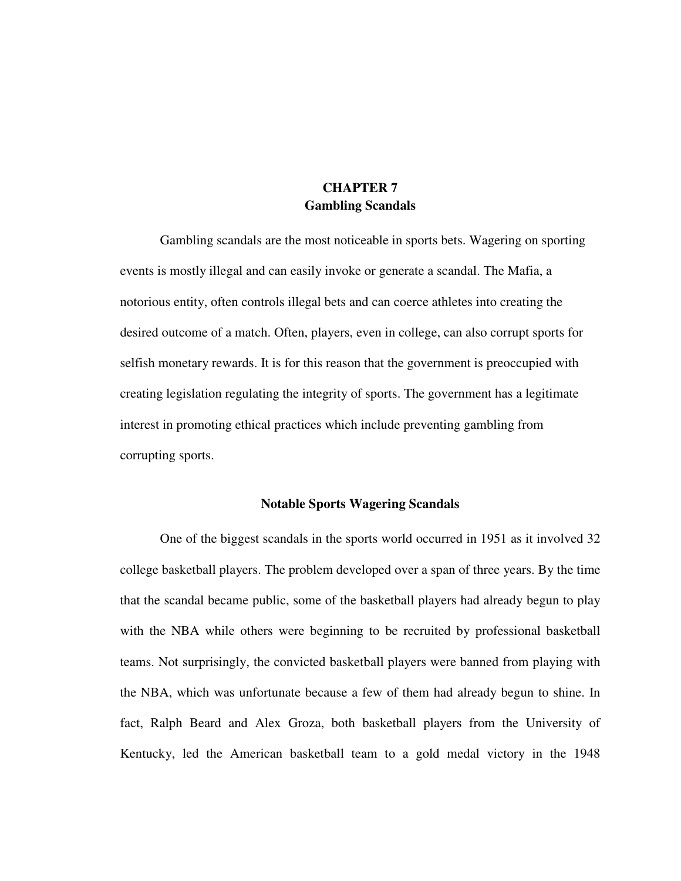# CHAPTER 7
# Gambling Scandals

Gambling scandals are the most noticeable in sports bets. Wagering on sporting events is mostly illegal and can easily invoke or generate a scandal. The Mafia, a notorious entity, often controls illegal bets and can coerce athletes into creating the desired outcome of a match. Often, players, even in college, can also corrupt sports for selfish monetary rewards. It is for this reason that the government is preoccupied with creating legislation regulating the integrity of sports. The government has a legitimate interest in promoting ethical practices which include preventing gambling from corrupting sports.

## Notable Sports Wagering Scandals

One of the biggest scandals in the sports world occurred in 1951 as it involved 32 college basketball players. The problem developed over a span of three years. By the time that the scandal became public, some of the basketball players had already begun to play with the NBA while others were beginning to be recruited by professional basketball teams. Not surprisingly, the convicted basketball players were banned from playing with the NBA, which was unfortunate because a few of them had already begun to shine. In fact, Ralph Beard and Alex Groza, both basketball players from the University of Kentucky, led the American basketball team to a gold medal victory in the 1948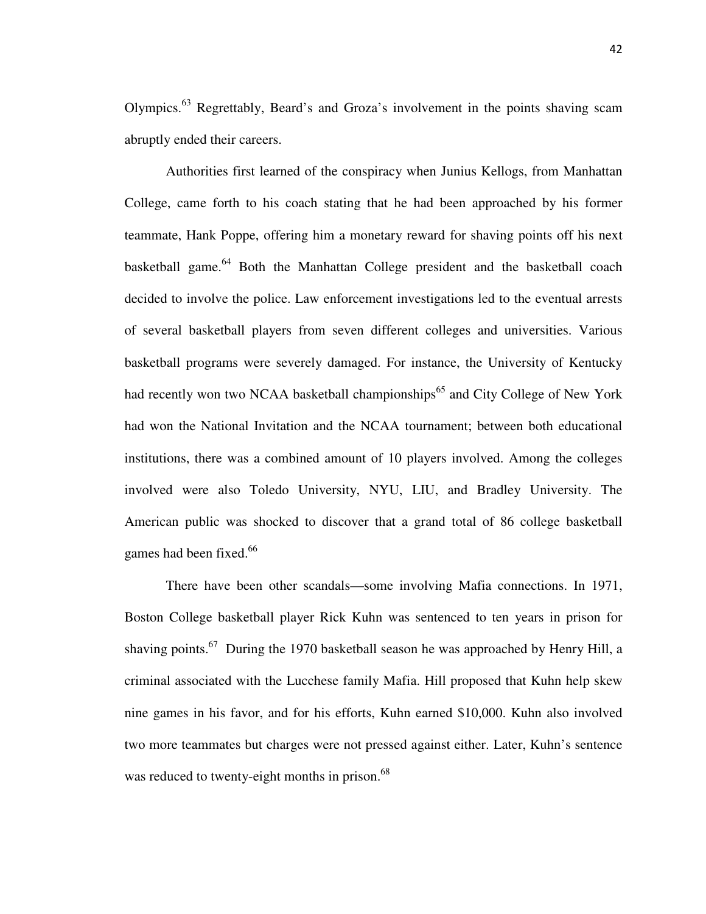Olympics.[63] Regrettably, Beard's and Groza's involvement in the points shaving scam abruptly ended their careers.

Authorities first learned of the conspiracy when Junius Kellogs, from Manhattan College, came forth to his coach stating that he had been approached by his former teammate, Hank Poppe, offering him a monetary reward for shaving points off his next basketball game.[64] Both the Manhattan College president and the basketball coach decided to involve the police. Law enforcement investigations led to the eventual arrests of several basketball players from seven different colleges and universities. Various basketball programs were severely damaged. For instance, the University of Kentucky had recently won two NCAA basketball championships[65] and City College of New York had won the National Invitation and the NCAA tournament; between both educational institutions, there was a combined amount of 10 players involved. Among the colleges involved were also Toledo University, NYU, LIU, and Bradley University. The American public was shocked to discover that a grand total of 86 college basketball games had been fixed.[66]

There have been other scandals—some involving Mafia connections. In 1971, Boston College basketball player Rick Kuhn was sentenced to ten years in prison for shaving points.[67] During the 1970 basketball season he was approached by Henry Hill, a criminal associated with the Lucchese family Mafia. Hill proposed that Kuhn help skew nine games in his favor, and for his efforts, Kuhn earned $10,000. Kuhn also involved two more teammates but charges were not pressed against either. Later, Kuhn's sentence was reduced to twenty-eight months in prison.[68]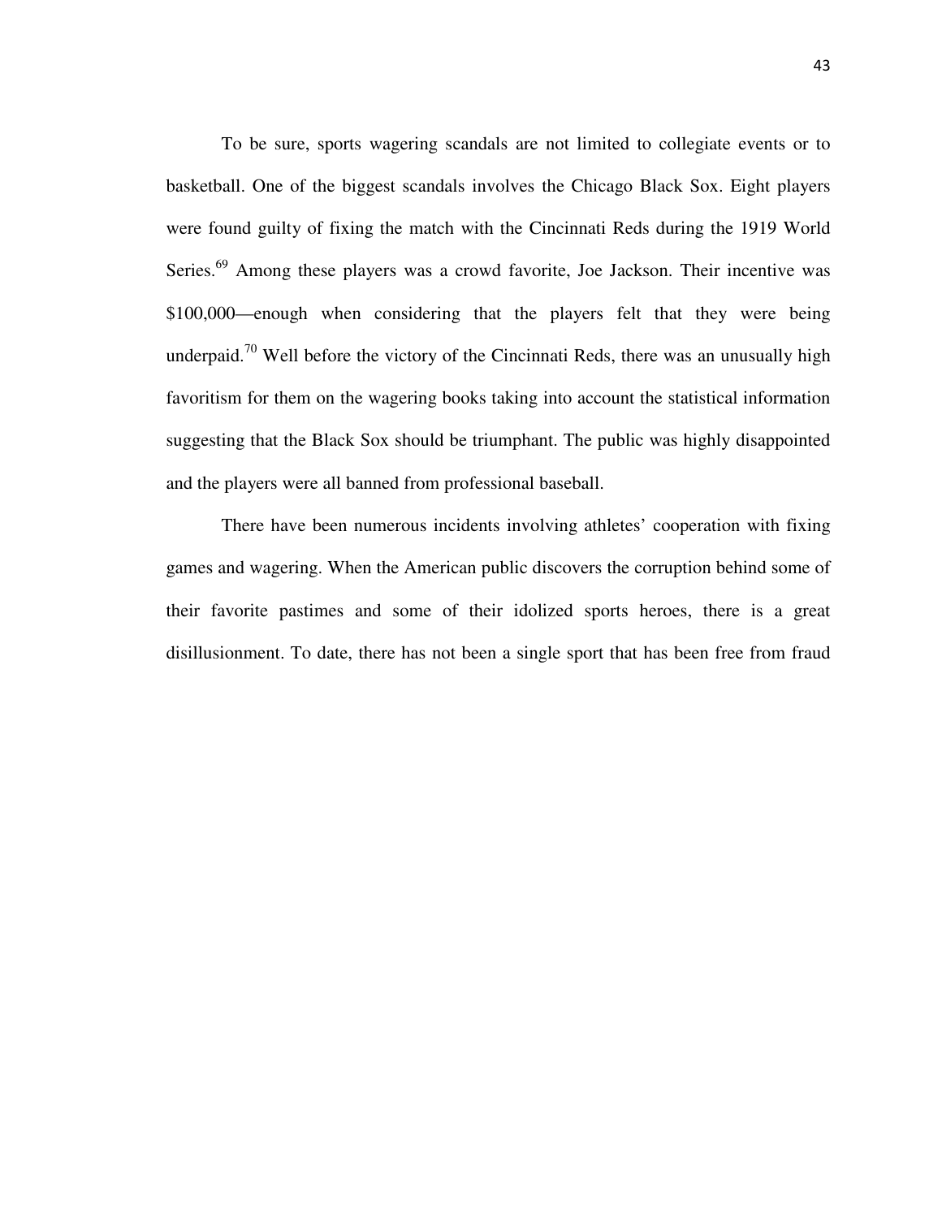To be sure, sports wagering scandals are not limited to collegiate events or to basketball. One of the biggest scandals involves the Chicago Black Sox. Eight players were found guilty of fixing the match with the Cincinnati Reds during the 1919 World Series.[69] Among these players was a crowd favorite, Joe Jackson. Their incentive was $100,000—enough when considering that the players felt that they were being underpaid.[70] Well before the victory of the Cincinnati Reds, there was an unusually high favoritism for them on the wagering books taking into account the statistical information suggesting that the Black Sox should be triumphant. The public was highly disappointed and the players were all banned from professional baseball.

There have been numerous incidents involving athletes' cooperation with fixing games and wagering. When the American public discovers the corruption behind some of their favorite pastimes and some of their idolized sports heroes, there is a great disillusionment. To date, there has not been a single sport that has been free from fraud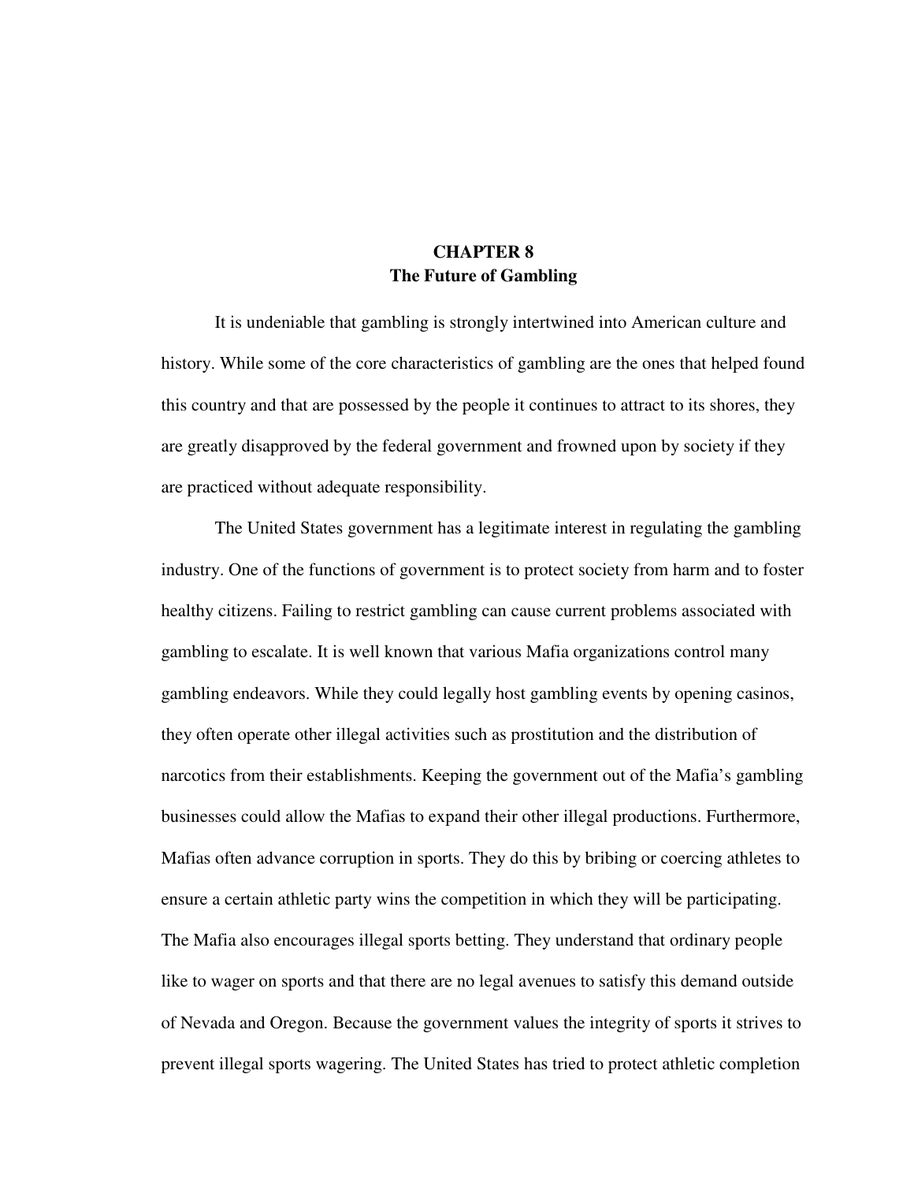# CHAPTER 8
## The Future of Gambling

It is undeniable that gambling is strongly intertwined into American culture and history. While some of the core characteristics of gambling are the ones that helped found this country and that are possessed by the people it continues to attract to its shores, they are greatly disapproved by the federal government and frowned upon by society if they are practiced without adequate responsibility.

The United States government has a legitimate interest in regulating the gambling industry. One of the functions of government is to protect society from harm and to foster healthy citizens. Failing to restrict gambling can cause current problems associated with gambling to escalate. It is well known that various Mafia organizations control many gambling endeavors. While they could legally host gambling events by opening casinos, they often operate other illegal activities such as prostitution and the distribution of narcotics from their establishments. Keeping the government out of the Mafia's gambling businesses could allow the Mafias to expand their other illegal productions. Furthermore, Mafias often advance corruption in sports. They do this by bribing or coercing athletes to ensure a certain athletic party wins the competition in which they will be participating. The Mafia also encourages illegal sports betting. They understand that ordinary people like to wager on sports and that there are no legal avenues to satisfy this demand outside of Nevada and Oregon. Because the government values the integrity of sports it strives to prevent illegal sports wagering. The United States has tried to protect athletic completion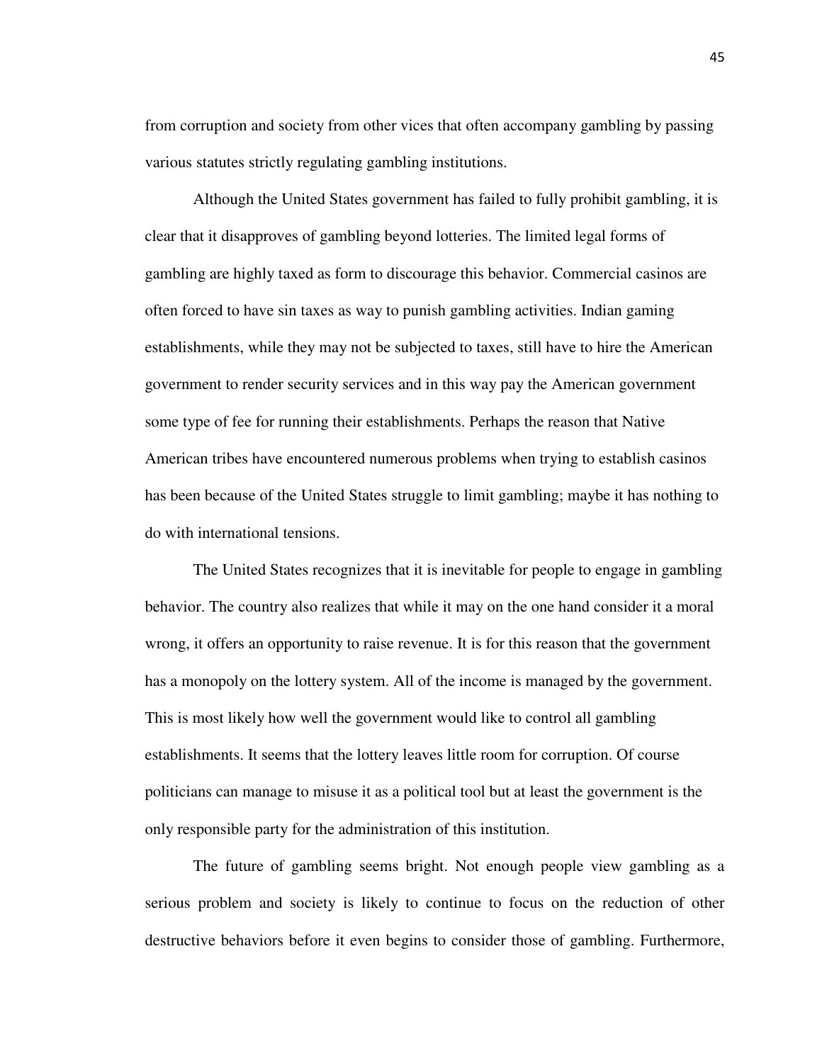from corruption and society from other vices that often accompany gambling by passing various statutes strictly regulating gambling institutions.

Although the United States government has failed to fully prohibit gambling, it is clear that it disapproves of gambling beyond lotteries. The limited legal forms of gambling are highly taxed as form to discourage this behavior. Commercial casinos are often forced to have sin taxes as way to punish gambling activities. Indian gaming establishments, while they may not be subjected to taxes, still have to hire the American government to render security services and in this way pay the American government some type of fee for running their establishments. Perhaps the reason that Native American tribes have encountered numerous problems when trying to establish casinos has been because of the United States struggle to limit gambling; maybe it has nothing to do with international tensions.

The United States recognizes that it is inevitable for people to engage in gambling behavior. The country also realizes that while it may on the one hand consider it a moral wrong, it offers an opportunity to raise revenue. It is for this reason that the government has a monopoly on the lottery system. All of the income is managed by the government. This is most likely how well the government would like to control all gambling establishments. It seems that the lottery leaves little room for corruption. Of course politicians can manage to misuse it as a political tool but at least the government is the only responsible party for the administration of this institution.

The future of gambling seems bright. Not enough people view gambling as a serious problem and society is likely to continue to focus on the reduction of other destructive behaviors before it even begins to consider those of gambling. Furthermore,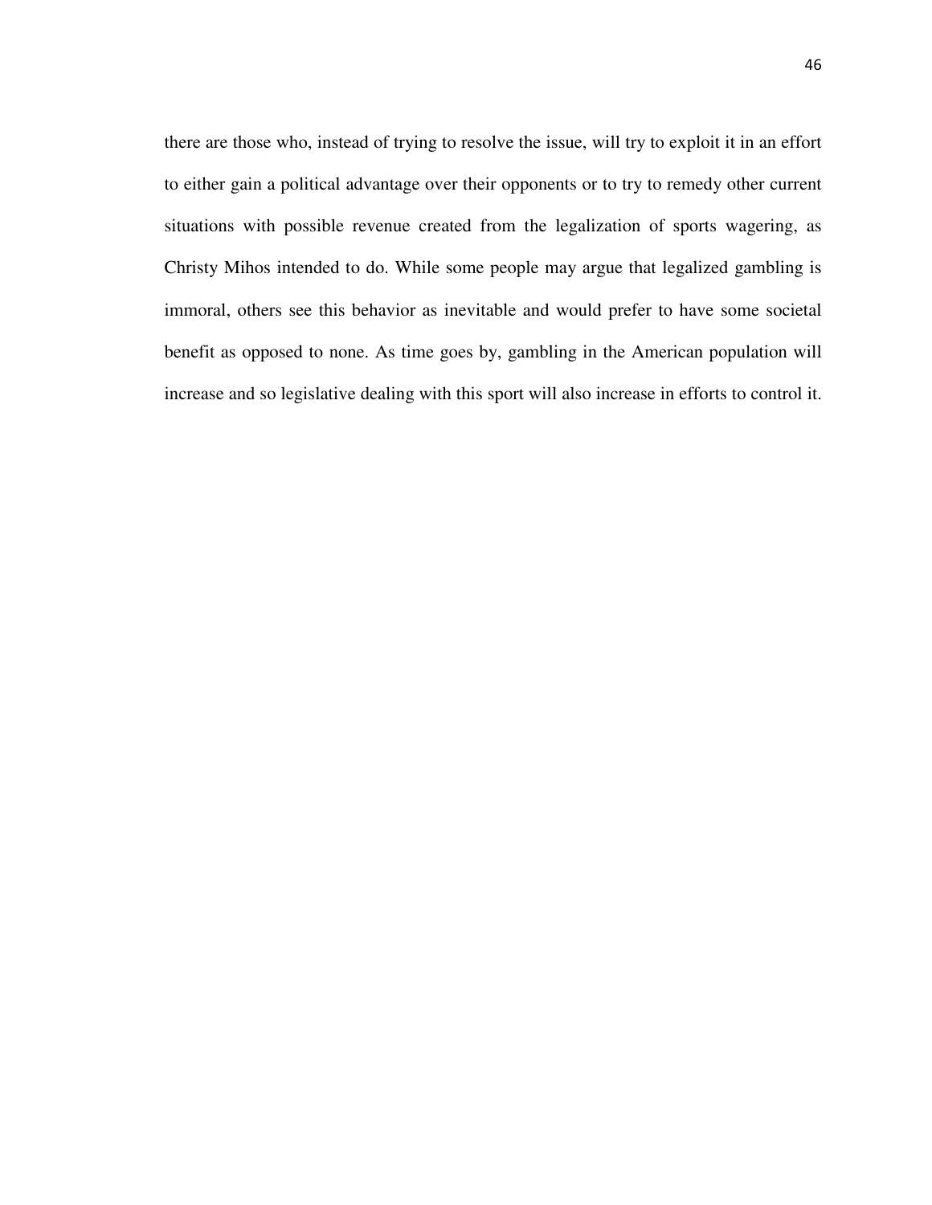there are those who, instead of trying to resolve the issue, will try to exploit it in an effort to either gain a political advantage over their opponents or to try to remedy other current situations with possible revenue created from the legalization of sports wagering, as Christy Mihos intended to do. While some people may argue that legalized gambling is immoral, others see this behavior as inevitable and would prefer to have some societal benefit as opposed to none. As time goes by, gambling in the American population will increase and so legislative dealing with this sport will also increase in efforts to control it.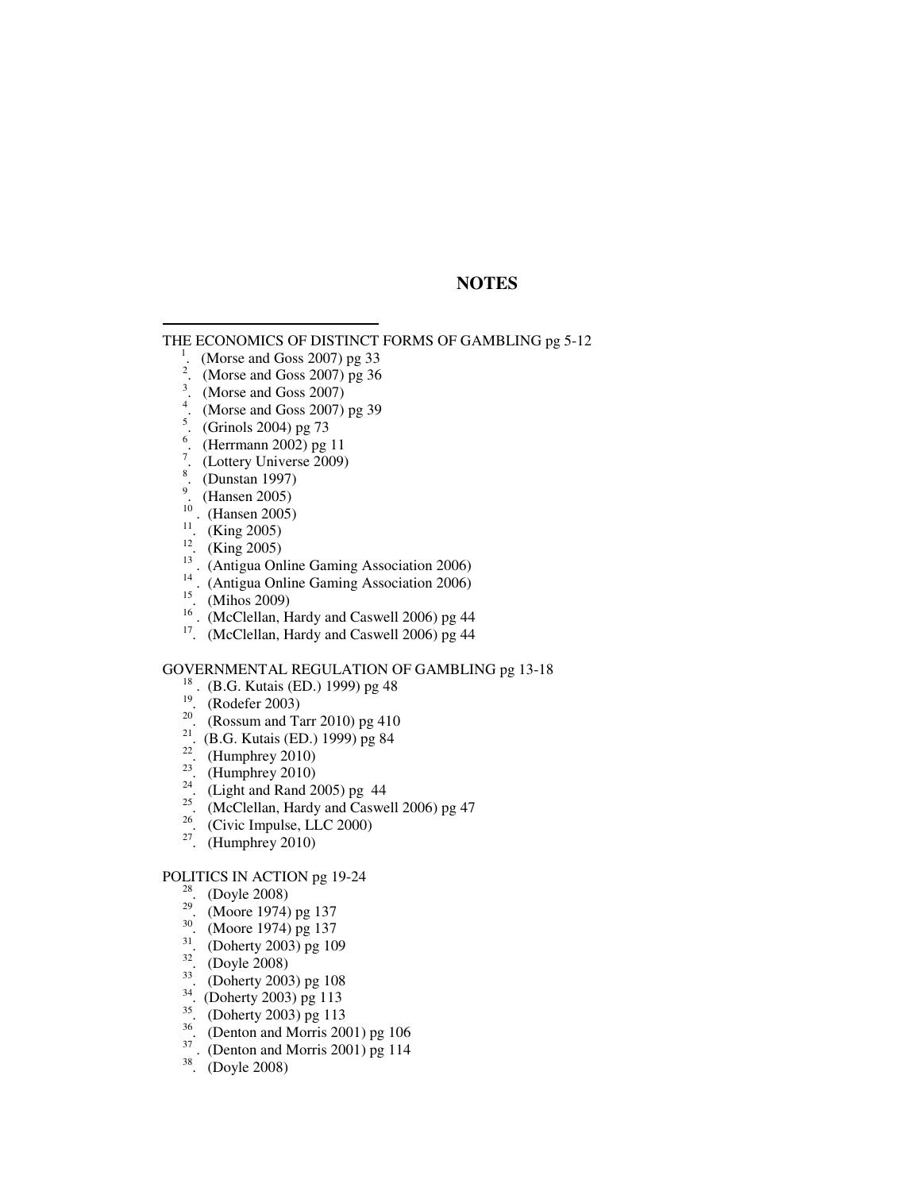## NOTES

THE ECONOMICS OF DISTINCT FORMS OF GAMBLING pg 5-12

[1]. (Morse and Goss 2007) pg 33
[2]. (Morse and Goss 2007) pg 36
[3]. (Morse and Goss 2007)
[4]. (Morse and Goss 2007) pg 39
[5]. (Grinols 2004) pg 73
[6]. (Herrmann 2002) pg 11
[7]. (Lottery Universe 2009)
[8]. (Dunstan 1997)
[9]. (Hansen 2005)
[10]. (Hansen 2005)
[11]. (King 2005)
[12]. (King 2005)
[13]. (Antigua Online Gaming Association 2006)
[14]. (Antigua Online Gaming Association 2006)
[15]. (Mihos 2009)
[16]. (McClellan, Hardy and Caswell 2006) pg 44
[17]. (McClellan, Hardy and Caswell 2006) pg 44

GOVERNMENTAL REGULATION OF GAMBLING pg 13-18

[18]. (B.G. Kutais (ED.) 1999) pg 48
[19]. (Rodefer 2003)
[20]. (Rossum and Tarr 2010) pg 410
[21]. (B.G. Kutais (ED.) 1999) pg 84
[22]. (Humphrey 2010)
[23]. (Humphrey 2010)
[24]. (Light and Rand 2005) pg 44
[25]. (McClellan, Hardy and Caswell 2006) pg 47
[26]. (Civic Impulse, LLC 2000)
[27]. (Humphrey 2010)

POLITICS IN ACTION pg 19-24

[28]. (Doyle 2008)
[29]. (Moore 1974) pg 137
[30]. (Moore 1974) pg 137
[31]. (Doherty 2003) pg 109
[32]. (Doyle 2008)
[33]. (Doherty 2003) pg 108
[34]. (Doherty 2003) pg 113
[35]. (Doherty 2003) pg 113
[36]. (Denton and Morris 2001) pg 106
[37]. (Denton and Morris 2001) pg 114
[38]. (Doyle 2008)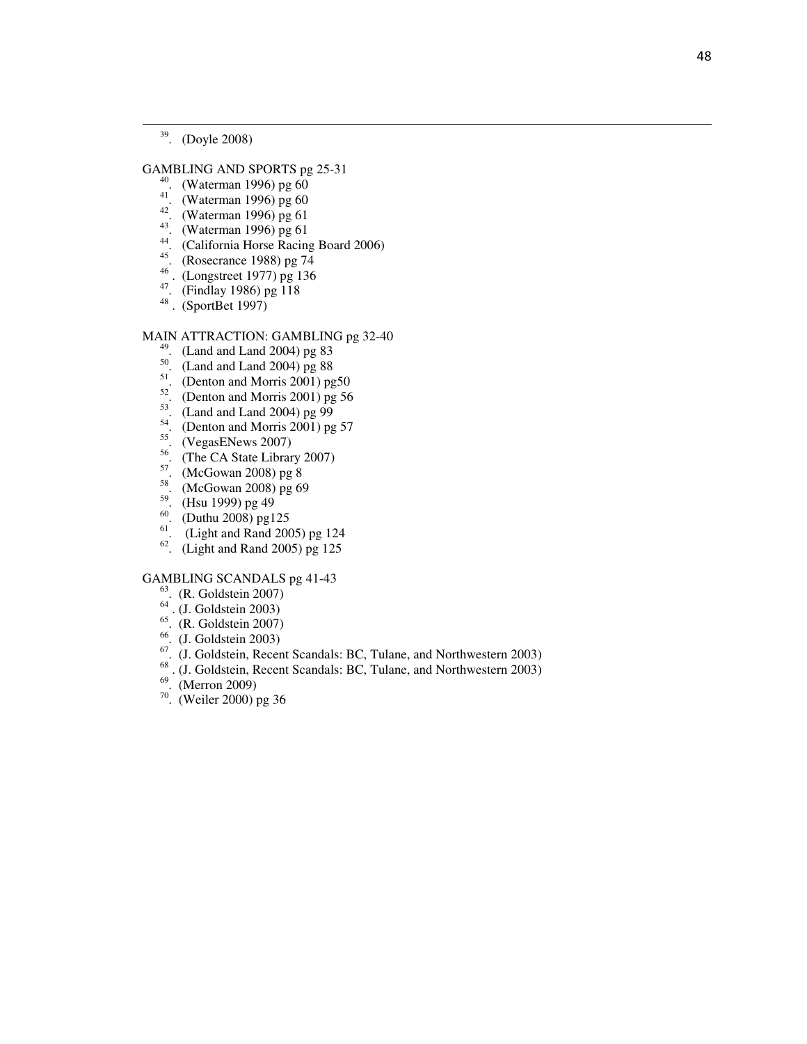[39]. (Doyle 2008)

GAMBLING AND SPORTS pg 25-31

[40]. (Waterman 1996) pg 60
[41]. (Waterman 1996) pg 60
[42]. (Waterman 1996) pg 61
[43]. (Waterman 1996) pg 61
[44]. (California Horse Racing Board 2006)
[45]. (Rosecrance 1988) pg 74
[46]. (Longstreet 1977) pg 136
[47]. (Findlay 1986) pg 118
[48]. (SportBet 1997)

MAIN ATTRACTION: GAMBLING pg 32-40

[49]. (Land and Land 2004) pg 83
[50]. (Land and Land 2004) pg 88
[51]. (Denton and Morris 2001) pg50
[52]. (Denton and Morris 2001) pg 56
[53]. (Land and Land 2004) pg 99
[54]. (Denton and Morris 2001) pg 57
[55]. (VegasENews 2007)
[56]. (The CA State Library 2007)
[57]. (McGowan 2008) pg 8
[58]. (McGowan 2008) pg 69
[59]. (Hsu 1999) pg 49
[60]. (Duthu 2008) pg125
[61]. (Light and Rand 2005) pg 124
[62]. (Light and Rand 2005) pg 125

GAMBLING SCANDALS pg 41-43

[63]. (R. Goldstein 2007)
[64]. (J. Goldstein 2003)
[65]. (R. Goldstein 2007)
[66]. (J. Goldstein 2003)
[67]. (J. Goldstein, Recent Scandals: BC, Tulane, and Northwestern 2003)
[68]. (J. Goldstein, Recent Scandals: BC, Tulane, and Northwestern 2003)
[69]. (Merron 2009)
[70]. (Weiler 2000) pg 36